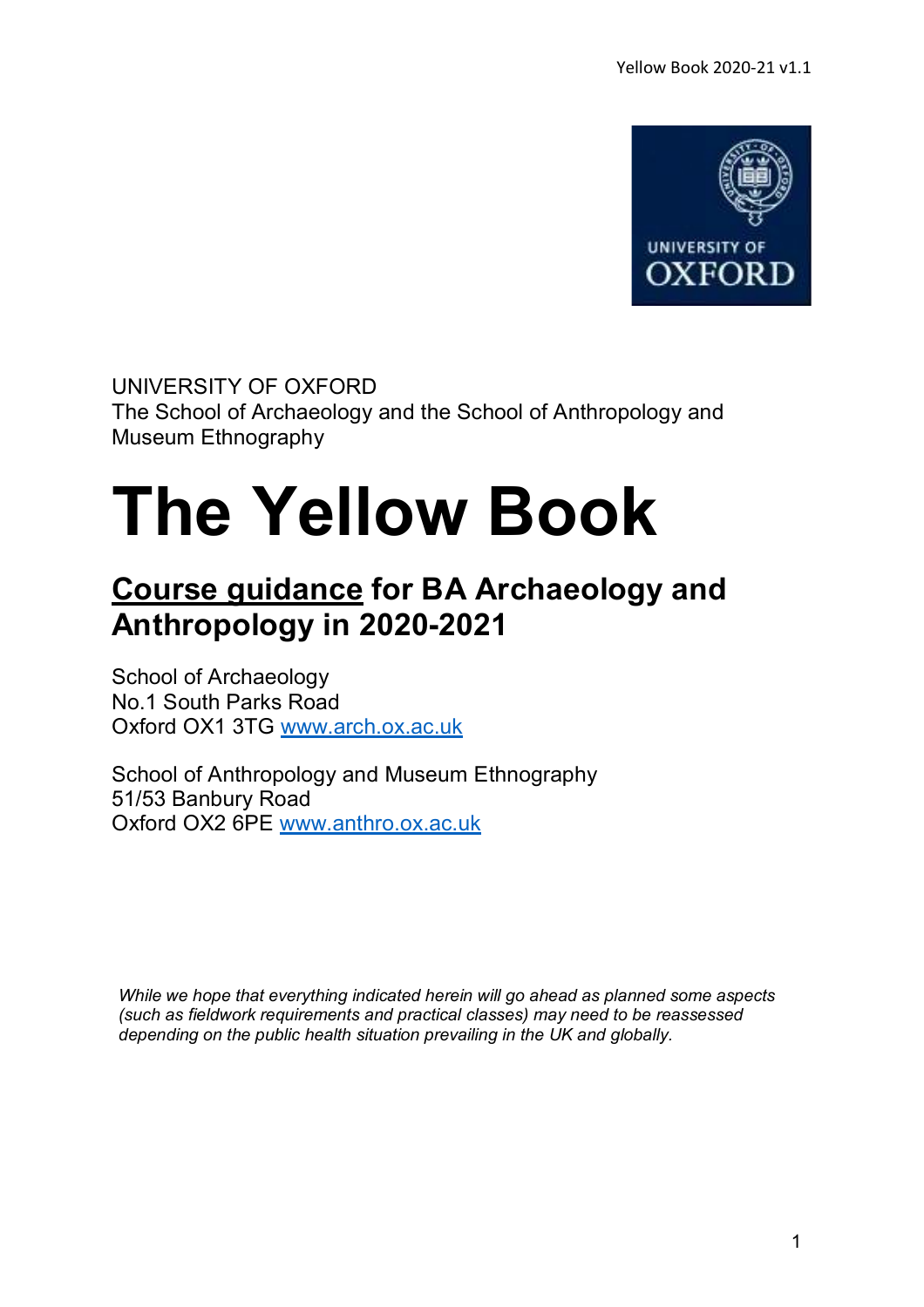UNIVERSITY OF OXFORD
The School of Archaeology and the School of Anthropology and Museum Ethnography

# The Yellow Book

## Course guidance for BA Archaeology and Anthropology in 2020-2021

School of Archaeology
No.1 South Parks Road
Oxford OX1 3TG www.arch.ox.ac.uk

School of Anthropology and Museum Ethnography
51/53 Banbury Road
Oxford OX2 6PE www.anthro.ox.ac.uk

*While we hope that everything indicated herein will go ahead as planned some aspects (such as fieldwork requirements and practical classes) may need to be reassessed depending on the public health situation prevailing in the UK and globally.*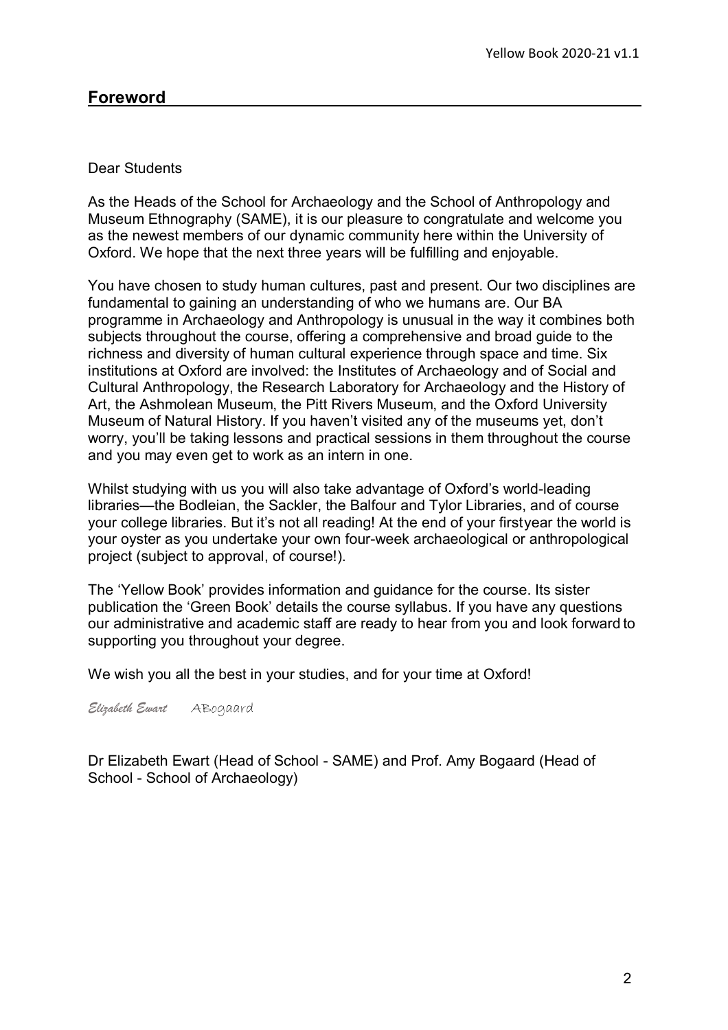## Foreword

Dear Students

As the Heads of the School for Archaeology and the School of Anthropology and Museum Ethnography (SAME), it is our pleasure to congratulate and welcome you as the newest members of our dynamic community here within the University of Oxford. We hope that the next three years will be fulfilling and enjoyable.

You have chosen to study human cultures, past and present. Our two disciplines are fundamental to gaining an understanding of who we humans are. Our BA programme in Archaeology and Anthropology is unusual in the way it combines both subjects throughout the course, offering a comprehensive and broad guide to the richness and diversity of human cultural experience through space and time. Six institutions at Oxford are involved: the Institutes of Archaeology and of Social and Cultural Anthropology, the Research Laboratory for Archaeology and the History of Art, the Ashmolean Museum, the Pitt Rivers Museum, and the Oxford University Museum of Natural History. If you haven't visited any of the museums yet, don't worry, you'll be taking lessons and practical sessions in them throughout the course and you may even get to work as an intern in one.

Whilst studying with us you will also take advantage of Oxford's world-leading libraries—the Bodleian, the Sackler, the Balfour and Tylor Libraries, and of course your college libraries. But it's not all reading! At the end of your first year the world is your oyster as you undertake your own four-week archaeological or anthropological project (subject to approval, of course!).

The 'Yellow Book' provides information and guidance for the course. Its sister publication the 'Green Book' details the course syllabus. If you have any questions our administrative and academic staff are ready to hear from you and look forward to supporting you throughout your degree.

We wish you all the best in your studies, and for your time at Oxford!

*Elizabeth Ewart* ABogaard

Dr Elizabeth Ewart (Head of School - SAME) and Prof. Amy Bogaard (Head of School - School of Archaeology)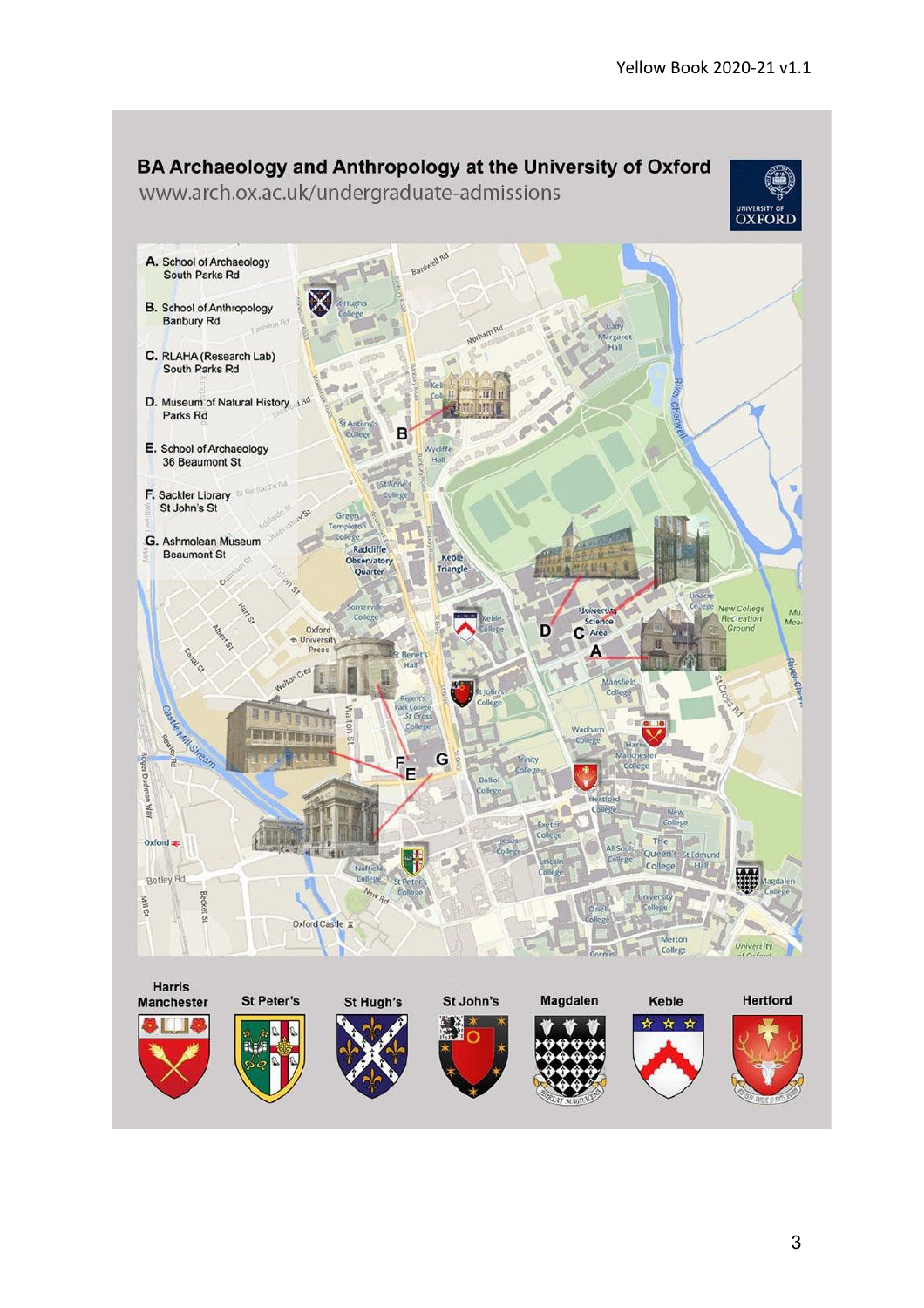## BA Archaeology and Anthropology at the University of Oxford

www.arch.ox.ac.uk/undergraduate-admissions

**A.** School of Archaeology, South Parks Rd

**B.** School of Anthropology, Banbury Rd

**C.** RLAHA (Research Lab), South Parks Rd

**D.** Museum of Natural History, Parks Rd

**E.** School of Archaeology, 36 Beaumont St

**F.** Sackler Library, St John's St

**G.** Ashmolean Museum, Beaumont St

Harris Manchester | St Peter's | St Hugh's | St John's | Magdalen | Keble | Hertford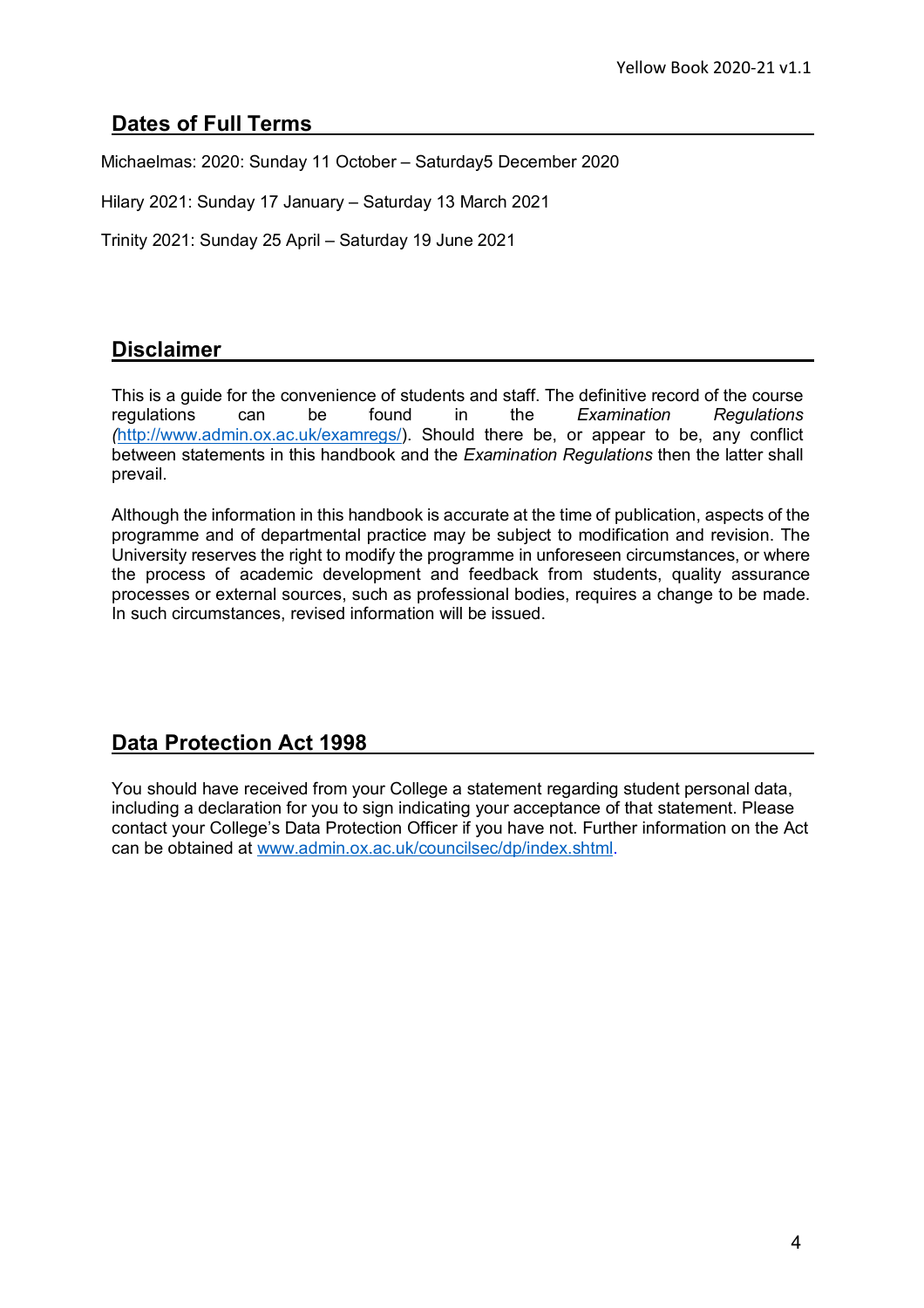## Dates of Full Terms

Michaelmas: 2020: Sunday 11 October – Saturday5 December 2020

Hilary 2021: Sunday 17 January – Saturday 13 March 2021

Trinity 2021: Sunday 25 April – Saturday 19 June 2021

## Disclaimer

This is a guide for the convenience of students and staff. The definitive record of the course regulations can be found in the *Examination Regulations (*http://www.admin.ox.ac.uk/examregs/). Should there be, or appear to be, any conflict between statements in this handbook and the *Examination Regulations* then the latter shall prevail.

Although the information in this handbook is accurate at the time of publication, aspects of the programme and of departmental practice may be subject to modification and revision. The University reserves the right to modify the programme in unforeseen circumstances, or where the process of academic development and feedback from students, quality assurance processes or external sources, such as professional bodies, requires a change to be made. In such circumstances, revised information will be issued.

## Data Protection Act 1998

You should have received from your College a statement regarding student personal data, including a declaration for you to sign indicating your acceptance of that statement. Please contact your College's Data Protection Officer if you have not. Further information on the Act can be obtained at www.admin.ox.ac.uk/councilsec/dp/index.shtml.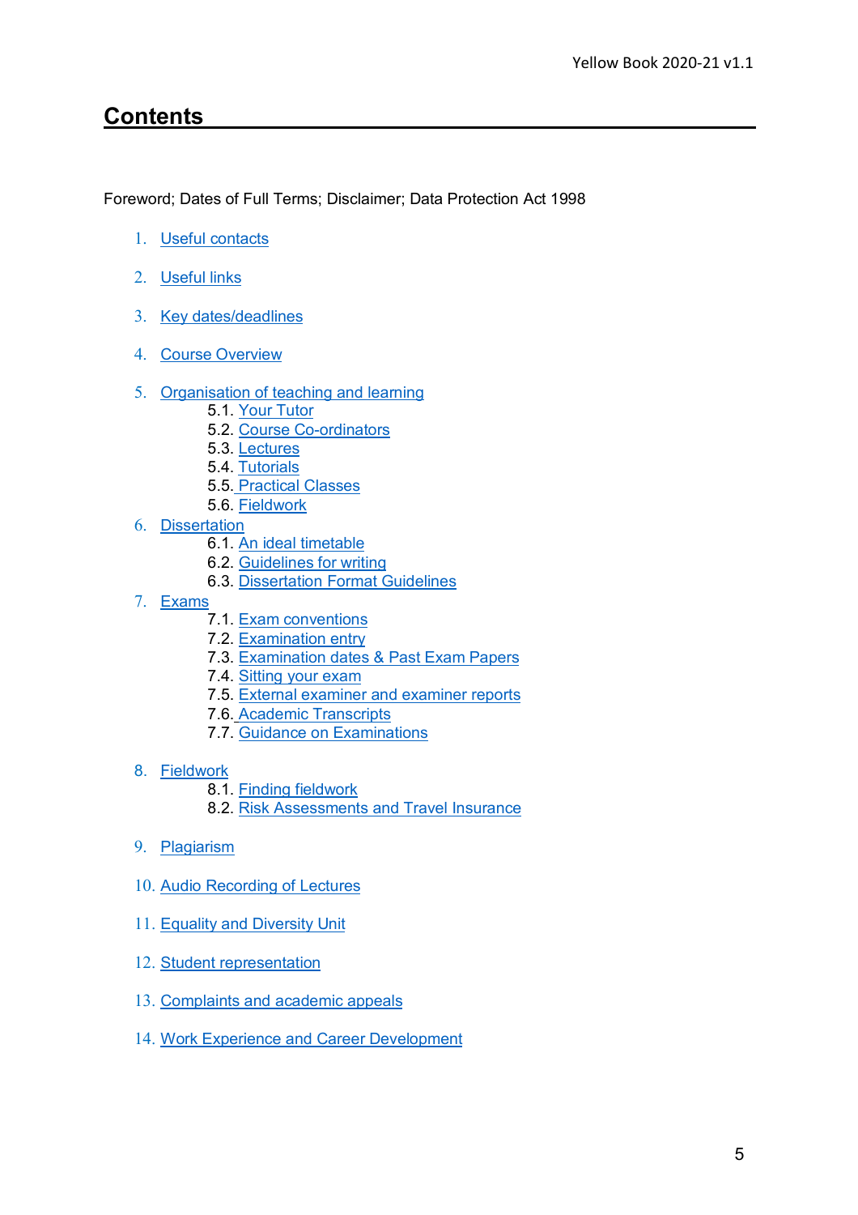# Contents

Foreword; Dates of Full Terms; Disclaimer; Data Protection Act 1998

1. Useful contacts
2. Useful links
3. Key dates/deadlines
4. Course Overview
5. Organisation of teaching and learning
   - 5.1. Your Tutor
   - 5.2. Course Co-ordinators
   - 5.3. Lectures
   - 5.4. Tutorials
   - 5.5. Practical Classes
   - 5.6. Fieldwork
6. Dissertation
   - 6.1. An ideal timetable
   - 6.2. Guidelines for writing
   - 6.3. Dissertation Format Guidelines
7. Exams
   - 7.1. Exam conventions
   - 7.2. Examination entry
   - 7.3. Examination dates & Past Exam Papers
   - 7.4. Sitting your exam
   - 7.5. External examiner and examiner reports
   - 7.6. Academic Transcripts
   - 7.7. Guidance on Examinations
8. Fieldwork
   - 8.1. Finding fieldwork
   - 8.2. Risk Assessments and Travel Insurance
9. Plagiarism
10. Audio Recording of Lectures
11. Equality and Diversity Unit
12. Student representation
13. Complaints and academic appeals
14. Work Experience and Career Development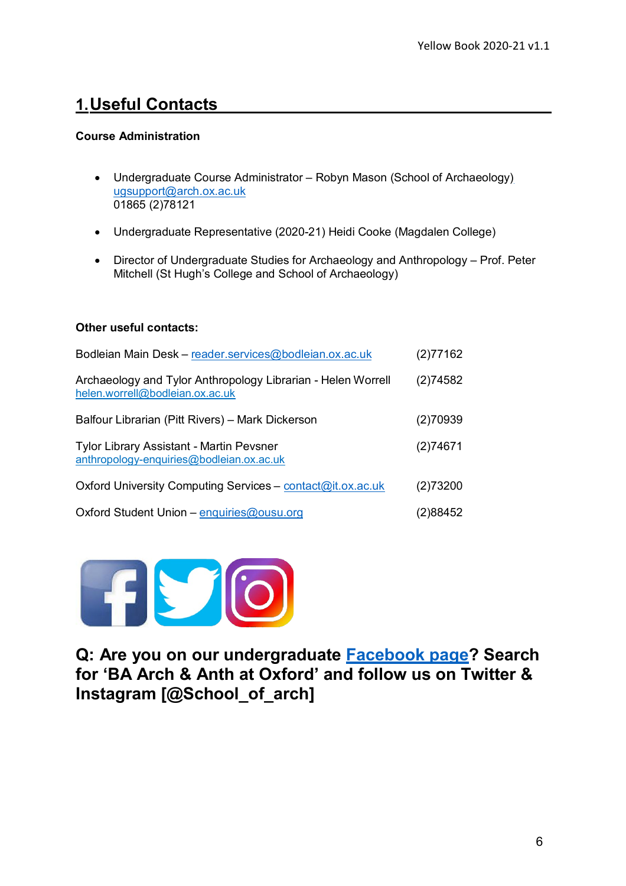# 1. Useful Contacts

**Course Administration**

- Undergraduate Course Administrator – Robyn Mason (School of Archaeology)
  ugsupport@arch.ox.ac.uk
  01865 (2)78121
- Undergraduate Representative (2020-21) Heidi Cooke (Magdalen College)
- Director of Undergraduate Studies for Archaeology and Anthropology – Prof. Peter Mitchell (St Hugh's College and School of Archaeology)

**Other useful contacts:**

| | |
|---|---|
| Bodleian Main Desk – reader.services@bodleian.ox.ac.uk | (2)77162 |
| Archaeology and Tylor Anthropology Librarian - Helen Worrell helen.worrell@bodleian.ox.ac.uk | (2)74582 |
| Balfour Librarian (Pitt Rivers) – Mark Dickerson | (2)70939 |
| Tylor Library Assistant - Martin Pevsner anthropology-enquiries@bodleian.ox.ac.uk | (2)74671 |
| Oxford University Computing Services – contact@it.ox.ac.uk | (2)73200 |
| Oxford Student Union – enquiries@ousu.org | (2)88452 |

**Q: Are you on our undergraduate Facebook page? Search for 'BA Arch & Anth at Oxford' and follow us on Twitter & Instagram [@School_of_arch]**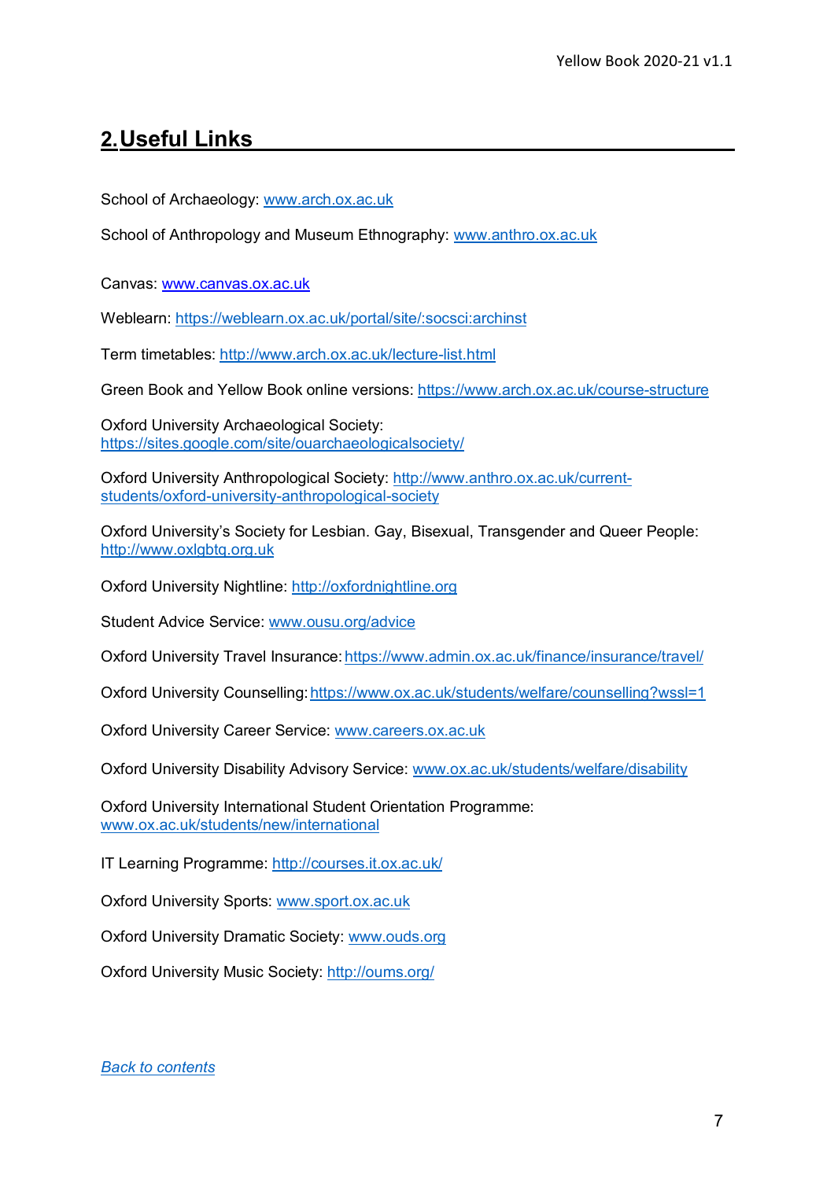## 2. Useful Links

School of Archaeology: www.arch.ox.ac.uk

School of Anthropology and Museum Ethnography: www.anthro.ox.ac.uk

Canvas: www.canvas.ox.ac.uk

Weblearn: https://weblearn.ox.ac.uk/portal/site/:socsci:archinst

Term timetables: http://www.arch.ox.ac.uk/lecture-list.html

Green Book and Yellow Book online versions: https://www.arch.ox.ac.uk/course-structure

Oxford University Archaeological Society: https://sites.google.com/site/ouarchaeologicalsociety/

Oxford University Anthropological Society: http://www.anthro.ox.ac.uk/current-students/oxford-university-anthropological-society

Oxford University's Society for Lesbian. Gay, Bisexual, Transgender and Queer People: http://www.oxlgbtq.org.uk

Oxford University Nightline: http://oxfordnightline.org

Student Advice Service: www.ousu.org/advice

Oxford University Travel Insurance: https://www.admin.ox.ac.uk/finance/insurance/travel/

Oxford University Counselling: https://www.ox.ac.uk/students/welfare/counselling?wssl=1

Oxford University Career Service: www.careers.ox.ac.uk

Oxford University Disability Advisory Service: www.ox.ac.uk/students/welfare/disability

Oxford University International Student Orientation Programme: www.ox.ac.uk/students/new/international

IT Learning Programme: http://courses.it.ox.ac.uk/

Oxford University Sports: www.sport.ox.ac.uk

Oxford University Dramatic Society: www.ouds.org

Oxford University Music Society: http://oums.org/

*Back to contents*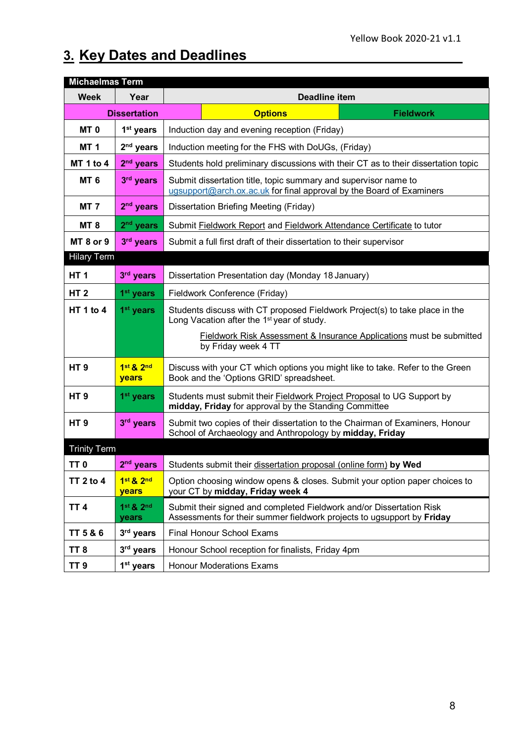## 3. Key Dates and Deadlines

| Week | Year | Deadline item |
|---|---|---|
| **Michaelmas Term** | | |
| Dissertation | Options | Fieldwork |
| **MT 0** | **1st years** | Induction day and evening reception (Friday) |
| **MT 1** | **2nd years** | Induction meeting for the FHS with DoUGs, (Friday) |
| **MT 1 to 4** | **2nd years** | Students hold preliminary discussions with their CT as to their dissertation topic |
| **MT 6** | **3rd years** | Submit dissertation title, topic summary and supervisor name to ugsupport@arch.ox.ac.uk for final approval by the Board of Examiners |
| **MT 7** | **2nd years** | Dissertation Briefing Meeting (Friday) |
| **MT 8** | **2nd years** | Submit Fieldwork Report and Fieldwork Attendance Certificate to tutor |
| **MT 8 or 9** | **3rd years** | Submit a full first draft of their dissertation to their supervisor |
| **Hilary Term** | | |
| **HT 1** | **3rd years** | Dissertation Presentation day (Monday 18 January) |
| **HT 2** | **1st years** | Fieldwork Conference (Friday) |
| **HT 1 to 4** | **1st years** | Students discuss with CT proposed Fieldwork Project(s) to take place in the Long Vacation after the 1st year of study. Fieldwork Risk Assessment & Insurance Applications must be submitted by Friday week 4 TT |
| **HT 9** | **1st & 2nd years** | Discuss with your CT which options you might like to take. Refer to the Green Book and the 'Options GRID' spreadsheet. |
| **HT 9** | **1st years** | Students must submit their Fieldwork Project Proposal to UG Support by **midday, Friday** for approval by the Standing Committee |
| **HT 9** | **3rd years** | Submit two copies of their dissertation to the Chairman of Examiners, Honour School of Archaeology and Anthropology by **midday, Friday** |
| **Trinity Term** | | |
| **TT 0** | **2nd years** | Students submit their dissertation proposal (online form) **by Wed** |
| **TT 2 to 4** | **1st & 2nd years** | Option choosing window opens & closes. Submit your option paper choices to your CT by **midday, Friday week 4** |
| **TT 4** | **1st & 2nd years** | Submit their signed and completed Fieldwork and/or Dissertation Risk Assessments for their summer fieldwork projects to ugsupport by **Friday** |
| **TT 5 & 6** | **3rd years** | Final Honour School Exams |
| **TT 8** | **3rd years** | Honour School reception for finalists, Friday 4pm |
| **TT 9** | **1st years** | Honour Moderations Exams |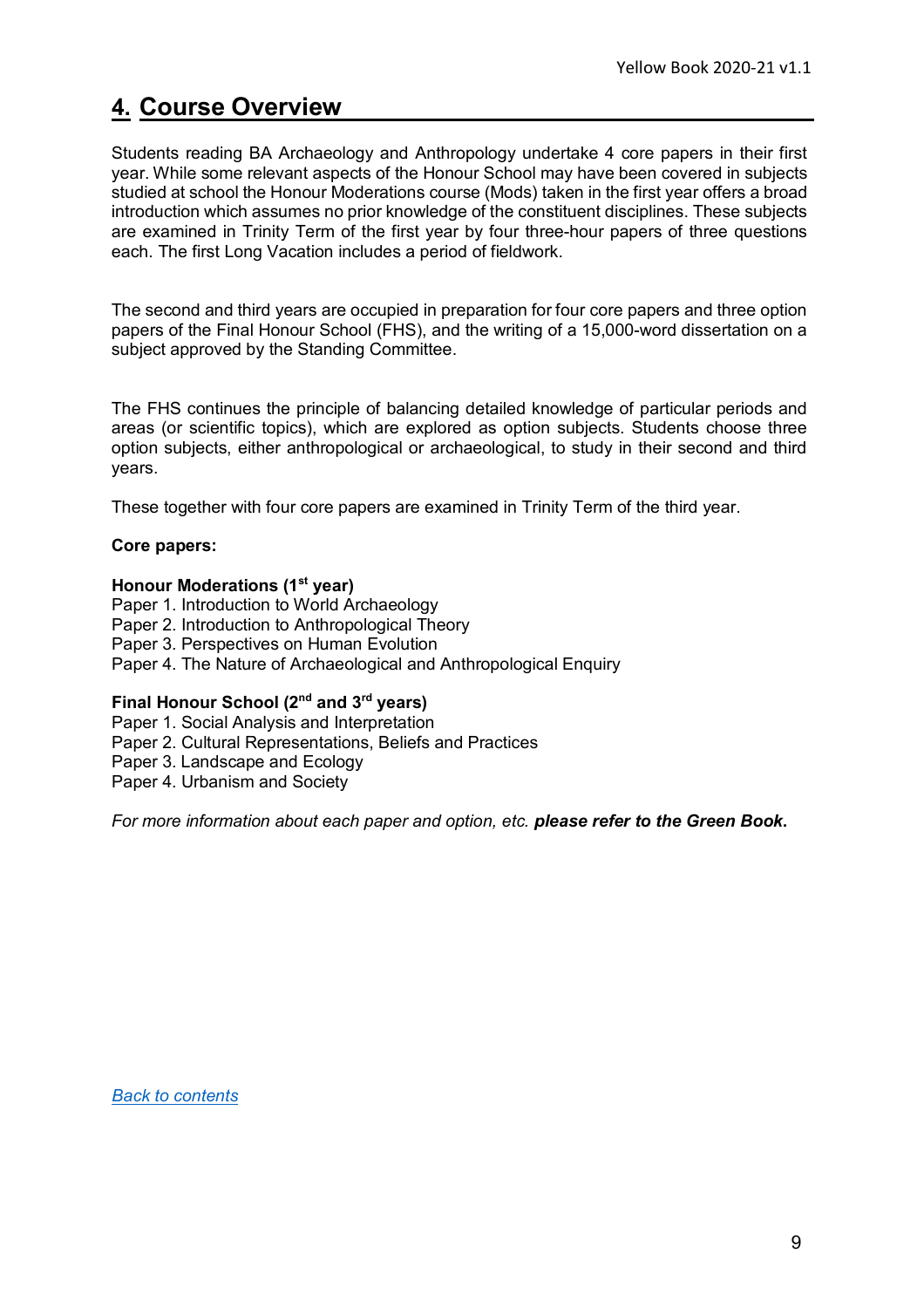## 4. Course Overview

Students reading BA Archaeology and Anthropology undertake 4 core papers in their first year. While some relevant aspects of the Honour School may have been covered in subjects studied at school the Honour Moderations course (Mods) taken in the first year offers a broad introduction which assumes no prior knowledge of the constituent disciplines. These subjects are examined in Trinity Term of the first year by four three-hour papers of three questions each. The first Long Vacation includes a period of fieldwork.

The second and third years are occupied in preparation for four core papers and three option papers of the Final Honour School (FHS), and the writing of a 15,000-word dissertation on a subject approved by the Standing Committee.

The FHS continues the principle of balancing detailed knowledge of particular periods and areas (or scientific topics), which are explored as option subjects. Students choose three option subjects, either anthropological or archaeological, to study in their second and third years.

These together with four core papers are examined in Trinity Term of the third year.

**Core papers:**

**Honour Moderations (1st year)**
Paper 1. Introduction to World Archaeology
Paper 2. Introduction to Anthropological Theory
Paper 3. Perspectives on Human Evolution
Paper 4. The Nature of Archaeological and Anthropological Enquiry

**Final Honour School (2nd and 3rd years)**
Paper 1. Social Analysis and Interpretation
Paper 2. Cultural Representations, Beliefs and Practices
Paper 3. Landscape and Ecology
Paper 4. Urbanism and Society

*For more information about each paper and option, etc.* ***please refer to the Green Book*****.**

[Back to contents]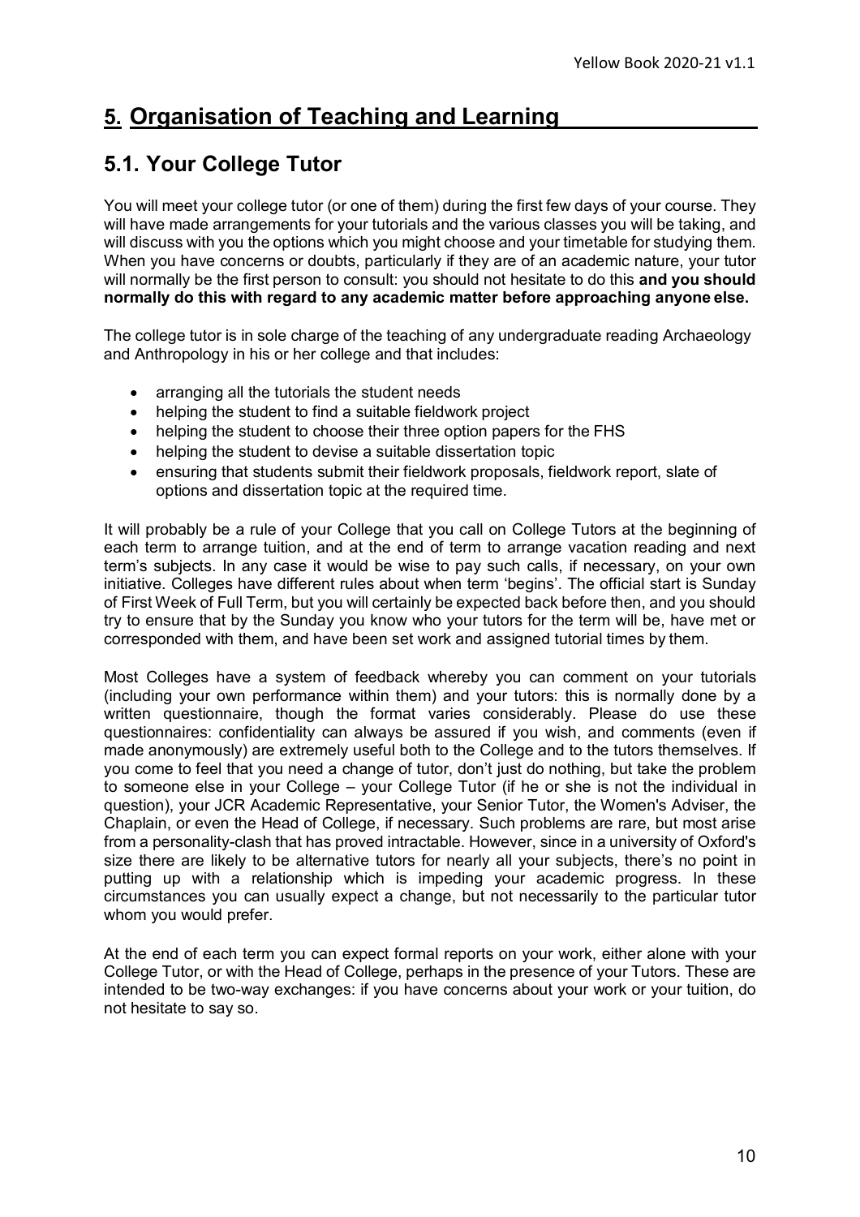# 5. Organisation of Teaching and Learning

## 5.1. Your College Tutor

You will meet your college tutor (or one of them) during the first few days of your course. They will have made arrangements for your tutorials and the various classes you will be taking, and will discuss with you the options which you might choose and your timetable for studying them. When you have concerns or doubts, particularly if they are of an academic nature, your tutor will normally be the first person to consult: you should not hesitate to do this **and you should normally do this with regard to any academic matter before approaching anyone else.**

The college tutor is in sole charge of the teaching of any undergraduate reading Archaeology and Anthropology in his or her college and that includes:

- arranging all the tutorials the student needs
- helping the student to find a suitable fieldwork project
- helping the student to choose their three option papers for the FHS
- helping the student to devise a suitable dissertation topic
- ensuring that students submit their fieldwork proposals, fieldwork report, slate of options and dissertation topic at the required time.

It will probably be a rule of your College that you call on College Tutors at the beginning of each term to arrange tuition, and at the end of term to arrange vacation reading and next term's subjects. In any case it would be wise to pay such calls, if necessary, on your own initiative. Colleges have different rules about when term 'begins'. The official start is Sunday of First Week of Full Term, but you will certainly be expected back before then, and you should try to ensure that by the Sunday you know who your tutors for the term will be, have met or corresponded with them, and have been set work and assigned tutorial times by them.

Most Colleges have a system of feedback whereby you can comment on your tutorials (including your own performance within them) and your tutors: this is normally done by a written questionnaire, though the format varies considerably. Please do use these questionnaires: confidentiality can always be assured if you wish, and comments (even if made anonymously) are extremely useful both to the College and to the tutors themselves. If you come to feel that you need a change of tutor, don't just do nothing, but take the problem to someone else in your College – your College Tutor (if he or she is not the individual in question), your JCR Academic Representative, your Senior Tutor, the Women's Adviser, the Chaplain, or even the Head of College, if necessary. Such problems are rare, but most arise from a personality-clash that has proved intractable. However, since in a university of Oxford's size there are likely to be alternative tutors for nearly all your subjects, there's no point in putting up with a relationship which is impeding your academic progress. In these circumstances you can usually expect a change, but not necessarily to the particular tutor whom you would prefer.

At the end of each term you can expect formal reports on your work, either alone with your College Tutor, or with the Head of College, perhaps in the presence of your Tutors. These are intended to be two-way exchanges: if you have concerns about your work or your tuition, do not hesitate to say so.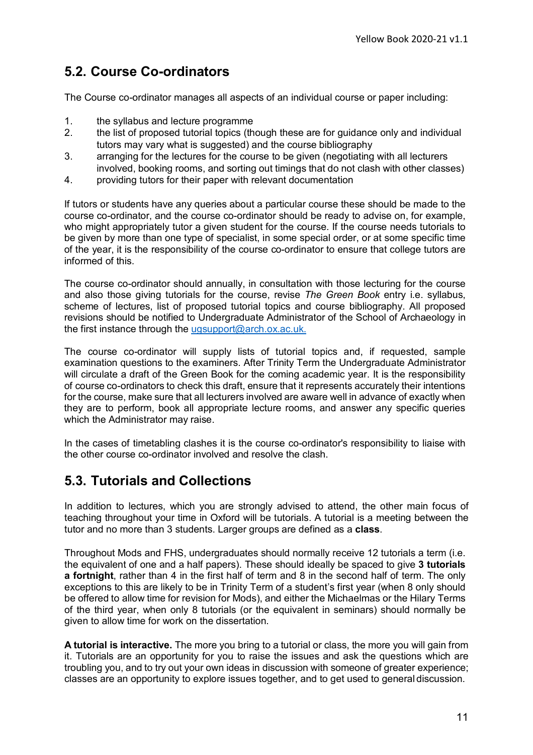## 5.2. Course Co-ordinators

The Course co-ordinator manages all aspects of an individual course or paper including:

1. the syllabus and lecture programme
2. the list of proposed tutorial topics (though these are for guidance only and individual tutors may vary what is suggested) and the course bibliography
3. arranging for the lectures for the course to be given (negotiating with all lecturers involved, booking rooms, and sorting out timings that do not clash with other classes)
4. providing tutors for their paper with relevant documentation

If tutors or students have any queries about a particular course these should be made to the course co-ordinator, and the course co-ordinator should be ready to advise on, for example, who might appropriately tutor a given student for the course. If the course needs tutorials to be given by more than one type of specialist, in some special order, or at some specific time of the year, it is the responsibility of the course co-ordinator to ensure that college tutors are informed of this.

The course co-ordinator should annually, in consultation with those lecturing for the course and also those giving tutorials for the course, revise *The Green Book* entry i.e. syllabus, scheme of lectures, list of proposed tutorial topics and course bibliography. All proposed revisions should be notified to Undergraduate Administrator of the School of Archaeology in the first instance through the ugsupport@arch.ox.ac.uk.

The course co-ordinator will supply lists of tutorial topics and, if requested, sample examination questions to the examiners. After Trinity Term the Undergraduate Administrator will circulate a draft of the Green Book for the coming academic year. It is the responsibility of course co-ordinators to check this draft, ensure that it represents accurately their intentions for the course, make sure that all lecturers involved are aware well in advance of exactly when they are to perform, book all appropriate lecture rooms, and answer any specific queries which the Administrator may raise.

In the cases of timetabling clashes it is the course co-ordinator's responsibility to liaise with the other course co-ordinator involved and resolve the clash.

## 5.3. Tutorials and Collections

In addition to lectures, which you are strongly advised to attend, the other main focus of teaching throughout your time in Oxford will be tutorials. A tutorial is a meeting between the tutor and no more than 3 students. Larger groups are defined as a **class**.

Throughout Mods and FHS, undergraduates should normally receive 12 tutorials a term (i.e. the equivalent of one and a half papers). These should ideally be spaced to give **3 tutorials a fortnight**, rather than 4 in the first half of term and 8 in the second half of term. The only exceptions to this are likely to be in Trinity Term of a student's first year (when 8 only should be offered to allow time for revision for Mods), and either the Michaelmas or the Hilary Terms of the third year, when only 8 tutorials (or the equivalent in seminars) should normally be given to allow time for work on the dissertation.

**A tutorial is interactive.** The more you bring to a tutorial or class, the more you will gain from it. Tutorials are an opportunity for you to raise the issues and ask the questions which are troubling you, and to try out your own ideas in discussion with someone of greater experience; classes are an opportunity to explore issues together, and to get used to general discussion.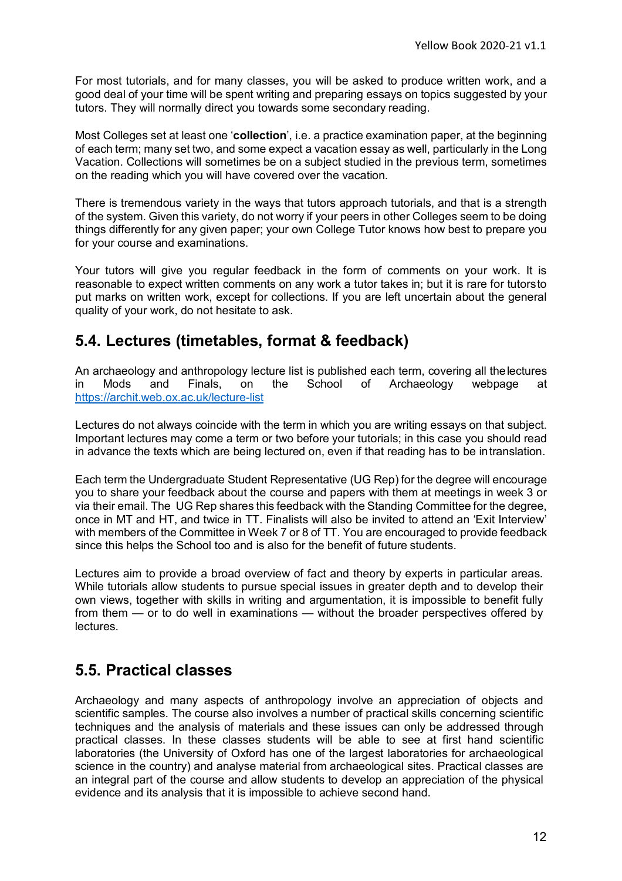For most tutorials, and for many classes, you will be asked to produce written work, and a good deal of your time will be spent writing and preparing essays on topics suggested by your tutors. They will normally direct you towards some secondary reading.

Most Colleges set at least one '**collection**', i.e. a practice examination paper, at the beginning of each term; many set two, and some expect a vacation essay as well, particularly in the Long Vacation. Collections will sometimes be on a subject studied in the previous term, sometimes on the reading which you will have covered over the vacation.

There is tremendous variety in the ways that tutors approach tutorials, and that is a strength of the system. Given this variety, do not worry if your peers in other Colleges seem to be doing things differently for any given paper; your own College Tutor knows how best to prepare you for your course and examinations.

Your tutors will give you regular feedback in the form of comments on your work. It is reasonable to expect written comments on any work a tutor takes in; but it is rare for tutors to put marks on written work, except for collections. If you are left uncertain about the general quality of your work, do not hesitate to ask.

## 5.4. Lectures (timetables, format & feedback)

An archaeology and anthropology lecture list is published each term, covering all the lectures in Mods and Finals, on the School of Archaeology webpage at https://archit.web.ox.ac.uk/lecture-list

Lectures do not always coincide with the term in which you are writing essays on that subject. Important lectures may come a term or two before your tutorials; in this case you should read in advance the texts which are being lectured on, even if that reading has to be in translation.

Each term the Undergraduate Student Representative (UG Rep) for the degree will encourage you to share your feedback about the course and papers with them at meetings in week 3 or via their email. The UG Rep shares this feedback with the Standing Committee for the degree, once in MT and HT, and twice in TT. Finalists will also be invited to attend an 'Exit Interview' with members of the Committee in Week 7 or 8 of TT. You are encouraged to provide feedback since this helps the School too and is also for the benefit of future students.

Lectures aim to provide a broad overview of fact and theory by experts in particular areas. While tutorials allow students to pursue special issues in greater depth and to develop their own views, together with skills in writing and argumentation, it is impossible to benefit fully from them — or to do well in examinations — without the broader perspectives offered by lectures.

## 5.5. Practical classes

Archaeology and many aspects of anthropology involve an appreciation of objects and scientific samples. The course also involves a number of practical skills concerning scientific techniques and the analysis of materials and these issues can only be addressed through practical classes. In these classes students will be able to see at first hand scientific laboratories (the University of Oxford has one of the largest laboratories for archaeological science in the country) and analyse material from archaeological sites. Practical classes are an integral part of the course and allow students to develop an appreciation of the physical evidence and its analysis that it is impossible to achieve second hand.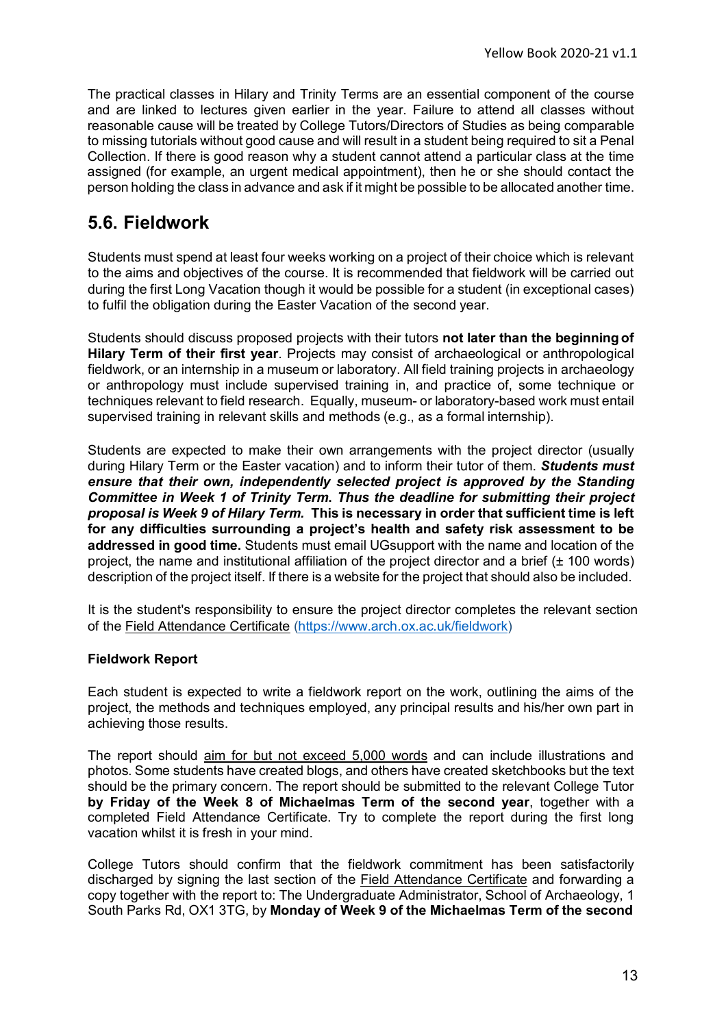The practical classes in Hilary and Trinity Terms are an essential component of the course and are linked to lectures given earlier in the year. Failure to attend all classes without reasonable cause will be treated by College Tutors/Directors of Studies as being comparable to missing tutorials without good cause and will result in a student being required to sit a Penal Collection. If there is good reason why a student cannot attend a particular class at the time assigned (for example, an urgent medical appointment), then he or she should contact the person holding the class in advance and ask if it might be possible to be allocated another time.

## 5.6. Fieldwork

Students must spend at least four weeks working on a project of their choice which is relevant to the aims and objectives of the course. It is recommended that fieldwork will be carried out during the first Long Vacation though it would be possible for a student (in exceptional cases) to fulfil the obligation during the Easter Vacation of the second year.

Students should discuss proposed projects with their tutors **not later than the beginning of Hilary Term of their first year**. Projects may consist of archaeological or anthropological fieldwork, or an internship in a museum or laboratory. All field training projects in archaeology or anthropology must include supervised training in, and practice of, some technique or techniques relevant to field research. Equally, museum- or laboratory-based work must entail supervised training in relevant skills and methods (e.g., as a formal internship).

Students are expected to make their own arrangements with the project director (usually during Hilary Term or the Easter vacation) and to inform their tutor of them. ***Students must ensure that their own, independently selected project is approved by the Standing Committee in Week 1 of Trinity Term. Thus the deadline for submitting their project proposal is Week 9 of Hilary Term.*** **This is necessary in order that sufficient time is left for any difficulties surrounding a project's health and safety risk assessment to be addressed in good time.** Students must email UGsupport with the name and location of the project, the name and institutional affiliation of the project director and a brief (± 100 words) description of the project itself. If there is a website for the project that should also be included.

It is the student's responsibility to ensure the project director completes the relevant section of the Field Attendance Certificate (https://www.arch.ox.ac.uk/fieldwork)

**Fieldwork Report**

Each student is expected to write a fieldwork report on the work, outlining the aims of the project, the methods and techniques employed, any principal results and his/her own part in achieving those results.

The report should aim for but not exceed 5,000 words and can include illustrations and photos. Some students have created blogs, and others have created sketchbooks but the text should be the primary concern. The report should be submitted to the relevant College Tutor **by Friday of the Week 8 of Michaelmas Term of the second year**, together with a completed Field Attendance Certificate. Try to complete the report during the first long vacation whilst it is fresh in your mind.

College Tutors should confirm that the fieldwork commitment has been satisfactorily discharged by signing the last section of the Field Attendance Certificate and forwarding a copy together with the report to: The Undergraduate Administrator, School of Archaeology, 1 South Parks Rd, OX1 3TG, by **Monday of Week 9 of the Michaelmas Term of the second**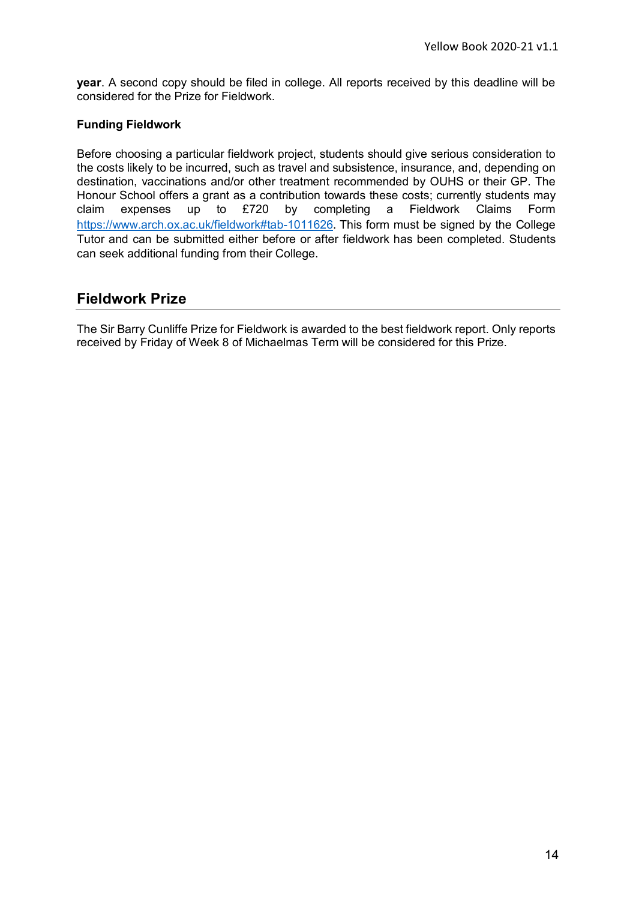**year**. A second copy should be filed in college. All reports received by this deadline will be considered for the Prize for Fieldwork.

**Funding Fieldwork**

Before choosing a particular fieldwork project, students should give serious consideration to the costs likely to be incurred, such as travel and subsistence, insurance, and, depending on destination, vaccinations and/or other treatment recommended by OUHS or their GP. The Honour School offers a grant as a contribution towards these costs; currently students may claim expenses up to £720 by completing a Fieldwork Claims Form https://www.arch.ox.ac.uk/fieldwork#tab-1011626. This form must be signed by the College Tutor and can be submitted either before or after fieldwork has been completed. Students can seek additional funding from their College.

## Fieldwork Prize

The Sir Barry Cunliffe Prize for Fieldwork is awarded to the best fieldwork report. Only reports received by Friday of Week 8 of Michaelmas Term will be considered for this Prize.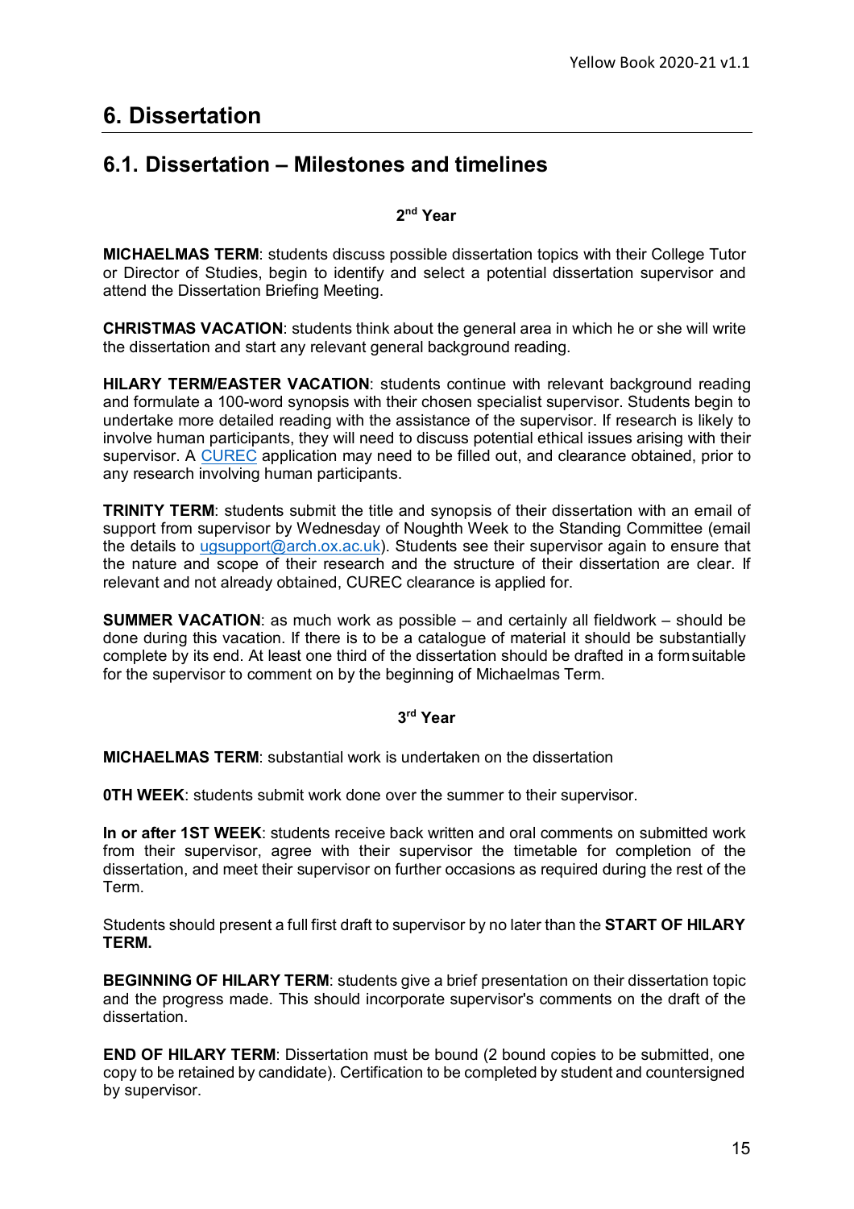# 6. Dissertation

## 6.1. Dissertation – Milestones and timelines

**2nd Year**

**MICHAELMAS TERM**: students discuss possible dissertation topics with their College Tutor or Director of Studies, begin to identify and select a potential dissertation supervisor and attend the Dissertation Briefing Meeting.

**CHRISTMAS VACATION**: students think about the general area in which he or she will write the dissertation and start any relevant general background reading.

**HILARY TERM/EASTER VACATION**: students continue with relevant background reading and formulate a 100-word synopsis with their chosen specialist supervisor. Students begin to undertake more detailed reading with the assistance of the supervisor. If research is likely to involve human participants, they will need to discuss potential ethical issues arising with their supervisor. A CUREC application may need to be filled out, and clearance obtained, prior to any research involving human participants.

**TRINITY TERM**: students submit the title and synopsis of their dissertation with an email of support from supervisor by Wednesday of Noughth Week to the Standing Committee (email the details to ugsupport@arch.ox.ac.uk). Students see their supervisor again to ensure that the nature and scope of their research and the structure of their dissertation are clear. If relevant and not already obtained, CUREC clearance is applied for.

**SUMMER VACATION**: as much work as possible – and certainly all fieldwork – should be done during this vacation. If there is to be a catalogue of material it should be substantially complete by its end. At least one third of the dissertation should be drafted in a form suitable for the supervisor to comment on by the beginning of Michaelmas Term.

**3rd Year**

**MICHAELMAS TERM**: substantial work is undertaken on the dissertation

**0TH WEEK**: students submit work done over the summer to their supervisor.

**In or after 1ST WEEK**: students receive back written and oral comments on submitted work from their supervisor, agree with their supervisor the timetable for completion of the dissertation, and meet their supervisor on further occasions as required during the rest of the Term.

Students should present a full first draft to supervisor by no later than the **START OF HILARY TERM.**

**BEGINNING OF HILARY TERM**: students give a brief presentation on their dissertation topic and the progress made. This should incorporate supervisor's comments on the draft of the dissertation.

**END OF HILARY TERM**: Dissertation must be bound (2 bound copies to be submitted, one copy to be retained by candidate). Certification to be completed by student and countersigned by supervisor.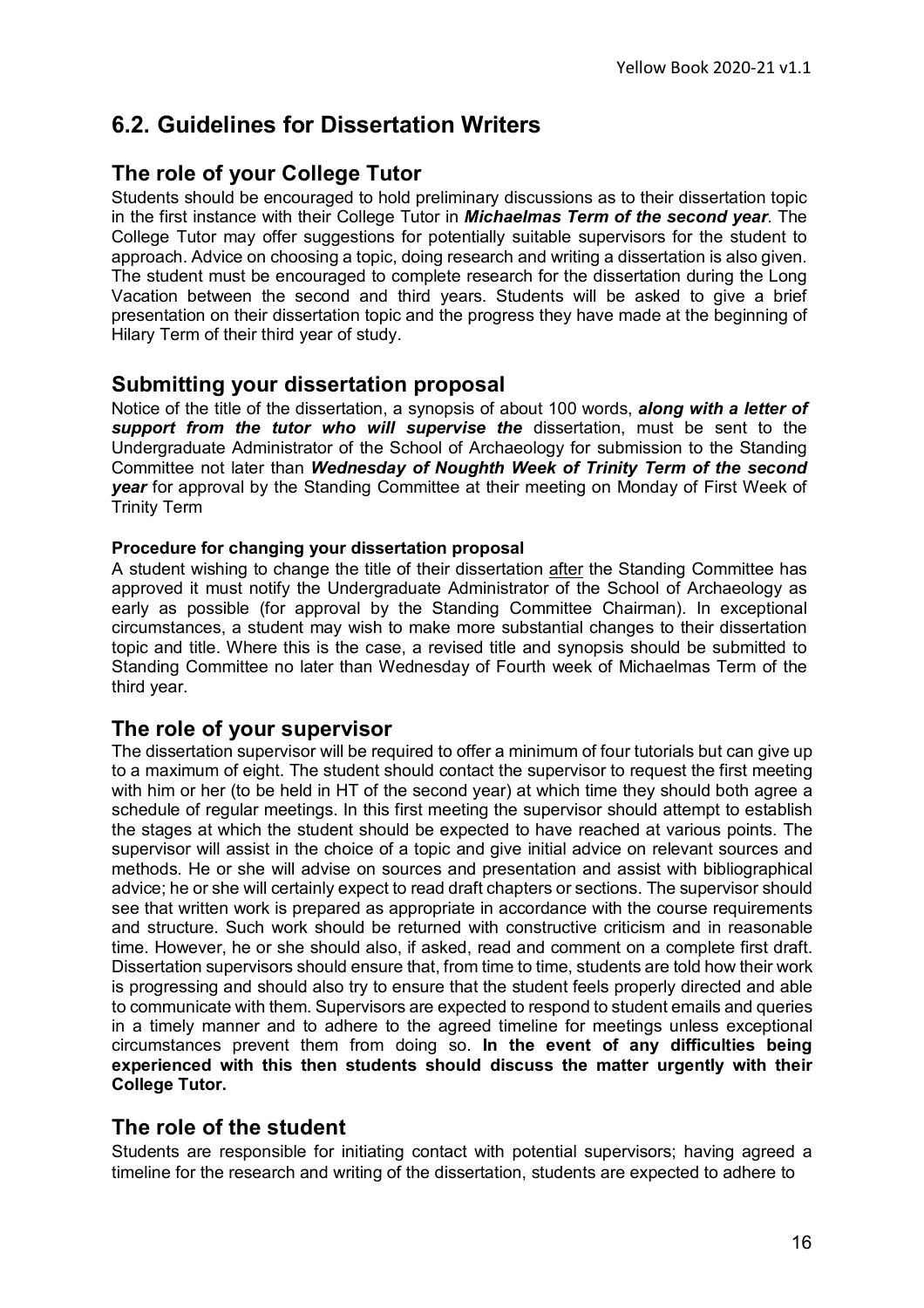## 6.2. Guidelines for Dissertation Writers

### The role of your College Tutor

Students should be encouraged to hold preliminary discussions as to their dissertation topic in the first instance with their College Tutor in ***Michaelmas Term of the second year***. The College Tutor may offer suggestions for potentially suitable supervisors for the student to approach. Advice on choosing a topic, doing research and writing a dissertation is also given. The student must be encouraged to complete research for the dissertation during the Long Vacation between the second and third years. Students will be asked to give a brief presentation on their dissertation topic and the progress they have made at the beginning of Hilary Term of their third year of study.

### Submitting your dissertation proposal

Notice of the title of the dissertation, a synopsis of about 100 words, ***along with a letter of support from the tutor who will supervise the*** dissertation, must be sent to the Undergraduate Administrator of the School of Archaeology for submission to the Standing Committee not later than ***Wednesday of Noughth Week of Trinity Term of the second year*** for approval by the Standing Committee at their meeting on Monday of First Week of Trinity Term

#### Procedure for changing your dissertation proposal

A student wishing to change the title of their dissertation <u>after</u> the Standing Committee has approved it must notify the Undergraduate Administrator of the School of Archaeology as early as possible (for approval by the Standing Committee Chairman). In exceptional circumstances, a student may wish to make more substantial changes to their dissertation topic and title. Where this is the case, a revised title and synopsis should be submitted to Standing Committee no later than Wednesday of Fourth week of Michaelmas Term of the third year.

### The role of your supervisor

The dissertation supervisor will be required to offer a minimum of four tutorials but can give up to a maximum of eight. The student should contact the supervisor to request the first meeting with him or her (to be held in HT of the second year) at which time they should both agree a schedule of regular meetings. In this first meeting the supervisor should attempt to establish the stages at which the student should be expected to have reached at various points. The supervisor will assist in the choice of a topic and give initial advice on relevant sources and methods. He or she will advise on sources and presentation and assist with bibliographical advice; he or she will certainly expect to read draft chapters or sections. The supervisor should see that written work is prepared as appropriate in accordance with the course requirements and structure. Such work should be returned with constructive criticism and in reasonable time. However, he or she should also, if asked, read and comment on a complete first draft. Dissertation supervisors should ensure that, from time to time, students are told how their work is progressing and should also try to ensure that the student feels properly directed and able to communicate with them. Supervisors are expected to respond to student emails and queries in a timely manner and to adhere to the agreed timeline for meetings unless exceptional circumstances prevent them from doing so. **In the event of any difficulties being experienced with this then students should discuss the matter urgently with their College Tutor.**

### The role of the student

Students are responsible for initiating contact with potential supervisors; having agreed a timeline for the research and writing of the dissertation, students are expected to adhere to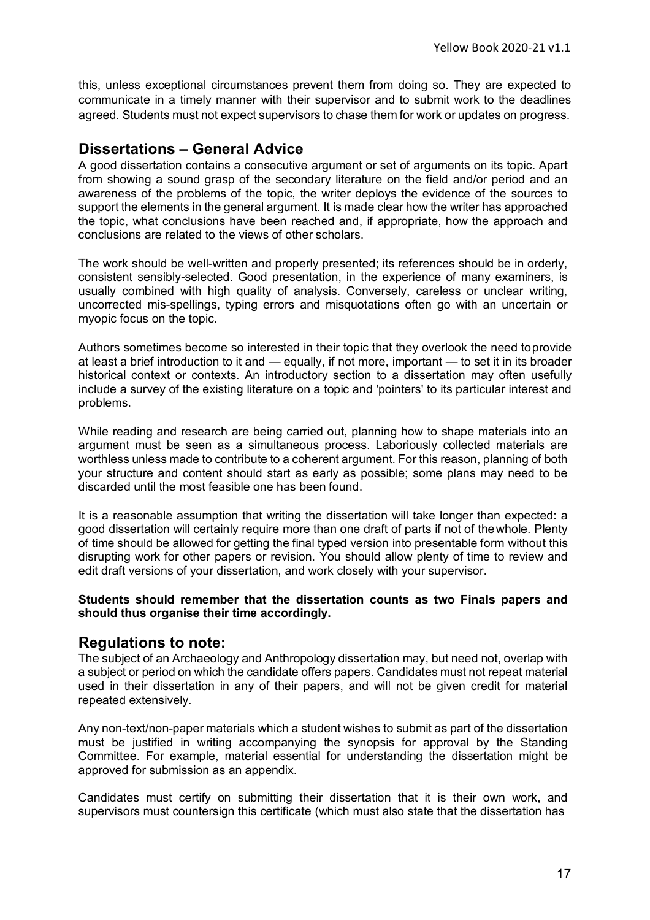this, unless exceptional circumstances prevent them from doing so. They are expected to communicate in a timely manner with their supervisor and to submit work to the deadlines agreed. Students must not expect supervisors to chase them for work or updates on progress.

## Dissertations – General Advice

A good dissertation contains a consecutive argument or set of arguments on its topic. Apart from showing a sound grasp of the secondary literature on the field and/or period and an awareness of the problems of the topic, the writer deploys the evidence of the sources to support the elements in the general argument. It is made clear how the writer has approached the topic, what conclusions have been reached and, if appropriate, how the approach and conclusions are related to the views of other scholars.

The work should be well-written and properly presented; its references should be in orderly, consistent sensibly-selected. Good presentation, in the experience of many examiners, is usually combined with high quality of analysis. Conversely, careless or unclear writing, uncorrected mis-spellings, typing errors and misquotations often go with an uncertain or myopic focus on the topic.

Authors sometimes become so interested in their topic that they overlook the need toprovide at least a brief introduction to it and — equally, if not more, important — to set it in its broader historical context or contexts. An introductory section to a dissertation may often usefully include a survey of the existing literature on a topic and 'pointers' to its particular interest and problems.

While reading and research are being carried out, planning how to shape materials into an argument must be seen as a simultaneous process. Laboriously collected materials are worthless unless made to contribute to a coherent argument. For this reason, planning of both your structure and content should start as early as possible; some plans may need to be discarded until the most feasible one has been found.

It is a reasonable assumption that writing the dissertation will take longer than expected: a good dissertation will certainly require more than one draft of parts if not of thewhole. Plenty of time should be allowed for getting the final typed version into presentable form without this disrupting work for other papers or revision. You should allow plenty of time to review and edit draft versions of your dissertation, and work closely with your supervisor.

**Students should remember that the dissertation counts as two Finals papers and should thus organise their time accordingly.**

## Regulations to note:

The subject of an Archaeology and Anthropology dissertation may, but need not, overlap with a subject or period on which the candidate offers papers. Candidates must not repeat material used in their dissertation in any of their papers, and will not be given credit for material repeated extensively.

Any non-text/non-paper materials which a student wishes to submit as part of the dissertation must be justified in writing accompanying the synopsis for approval by the Standing Committee. For example, material essential for understanding the dissertation might be approved for submission as an appendix.

Candidates must certify on submitting their dissertation that it is their own work, and supervisors must countersign this certificate (which must also state that the dissertation has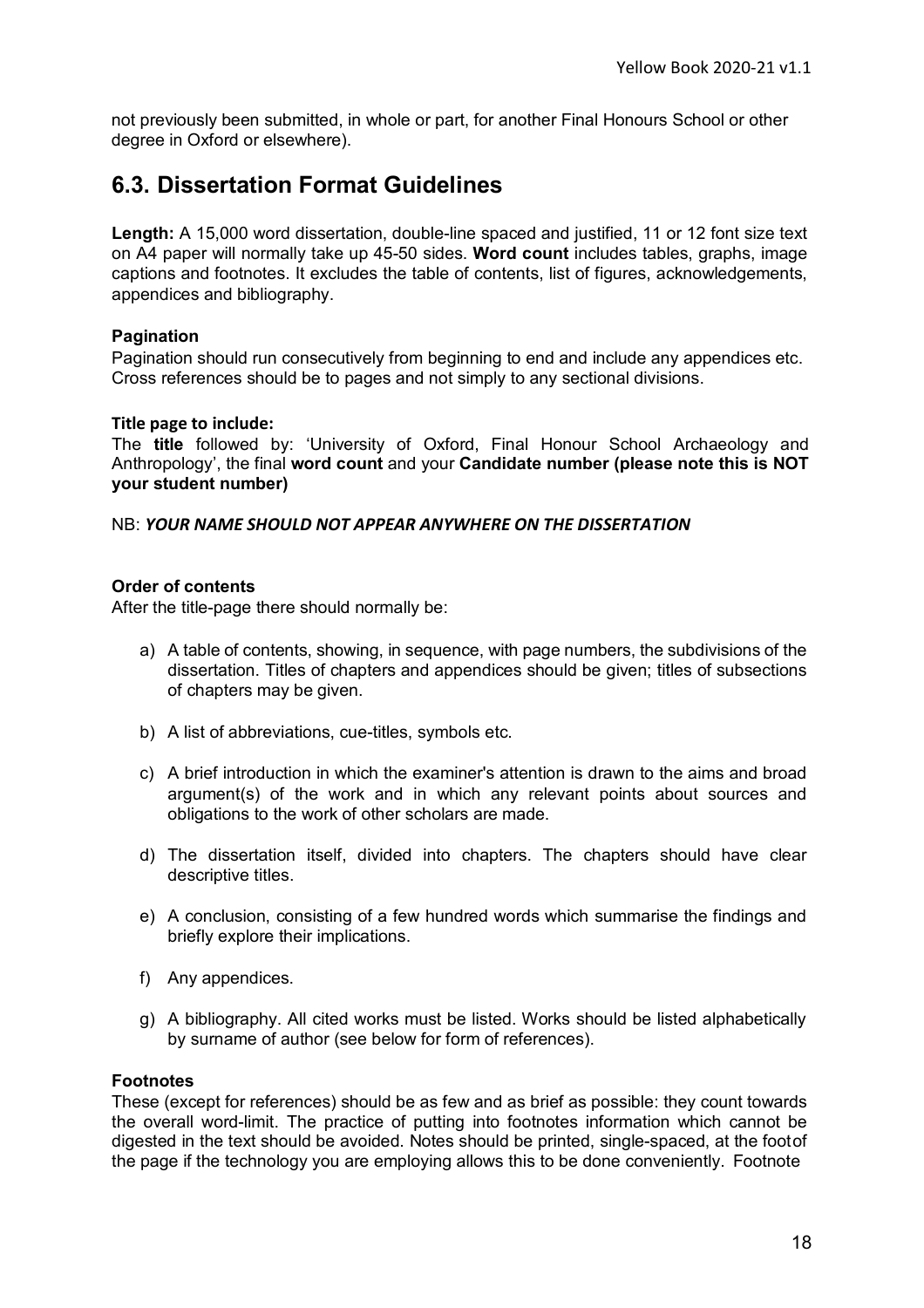not previously been submitted, in whole or part, for another Final Honours School or other degree in Oxford or elsewhere).

## 6.3. Dissertation Format Guidelines

**Length:** A 15,000 word dissertation, double-line spaced and justified, 11 or 12 font size text on A4 paper will normally take up 45-50 sides. **Word count** includes tables, graphs, image captions and footnotes. It excludes the table of contents, list of figures, acknowledgements, appendices and bibliography.

**Pagination**

Pagination should run consecutively from beginning to end and include any appendices etc. Cross references should be to pages and not simply to any sectional divisions.

**Title page to include:**

The **title** followed by: 'University of Oxford, Final Honour School Archaeology and Anthropology', the final **word count** and your **Candidate number (please note this is NOT your student number)**

NB: ***YOUR NAME SHOULD NOT APPEAR ANYWHERE ON THE DISSERTATION***

**Order of contents**

After the title-page there should normally be:

a) A table of contents, showing, in sequence, with page numbers, the subdivisions of the dissertation. Titles of chapters and appendices should be given; titles of subsections of chapters may be given.

b) A list of abbreviations, cue-titles, symbols etc.

c) A brief introduction in which the examiner's attention is drawn to the aims and broad argument(s) of the work and in which any relevant points about sources and obligations to the work of other scholars are made.

d) The dissertation itself, divided into chapters. The chapters should have clear descriptive titles.

e) A conclusion, consisting of a few hundred words which summarise the findings and briefly explore their implications.

f) Any appendices.

g) A bibliography. All cited works must be listed. Works should be listed alphabetically by surname of author (see below for form of references).

**Footnotes**

These (except for references) should be as few and as brief as possible: they count towards the overall word-limit. The practice of putting into footnotes information which cannot be digested in the text should be avoided. Notes should be printed, single-spaced, at the foot of the page if the technology you are employing allows this to be done conveniently. Footnote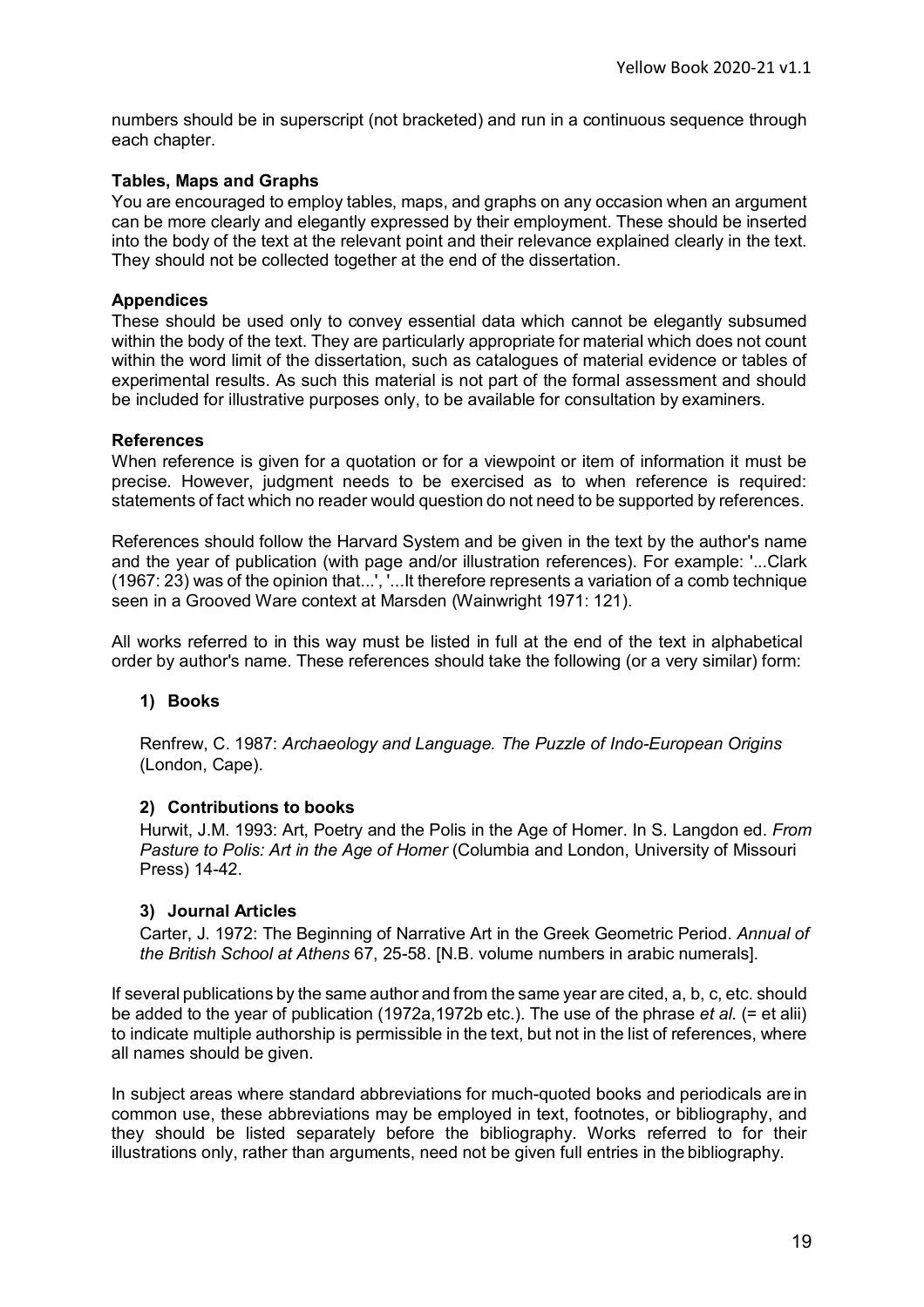numbers should be in superscript (not bracketed) and run in a continuous sequence through each chapter.

**Tables, Maps and Graphs**

You are encouraged to employ tables, maps, and graphs on any occasion when an argument can be more clearly and elegantly expressed by their employment. These should be inserted into the body of the text at the relevant point and their relevance explained clearly in the text. They should not be collected together at the end of the dissertation.

**Appendices**

These should be used only to convey essential data which cannot be elegantly subsumed within the body of the text. They are particularly appropriate for material which does not count within the word limit of the dissertation, such as catalogues of material evidence or tables of experimental results. As such this material is not part of the formal assessment and should be included for illustrative purposes only, to be available for consultation by examiners.

**References**

When reference is given for a quotation or for a viewpoint or item of information it must be precise. However, judgment needs to be exercised as to when reference is required: statements of fact which no reader would question do not need to be supported by references.

References should follow the Harvard System and be given in the text by the author's name and the year of publication (with page and/or illustration references). For example: '...Clark (1967: 23) was of the opinion that...', '...It therefore represents a variation of a comb technique seen in a Grooved Ware context at Marsden (Wainwright 1971: 121).

All works referred to in this way must be listed in full at the end of the text in alphabetical order by author's name. These references should take the following (or a very similar) form:

1) **Books**

   Renfrew, C. 1987: *Archaeology and Language. The Puzzle of Indo-European Origins* (London, Cape).

2) **Contributions to books**

   Hurwit, J.M. 1993: Art, Poetry and the Polis in the Age of Homer. In S. Langdon ed. *From Pasture to Polis: Art in the Age of Homer* (Columbia and London, University of Missouri Press) 14-42.

3) **Journal Articles**

   Carter, J. 1972: The Beginning of Narrative Art in the Greek Geometric Period. *Annual of the British School at Athens* 67, 25-58. [N.B. volume numbers in arabic numerals].

If several publications by the same author and from the same year are cited, a, b, c, etc. should be added to the year of publication (1972a,1972b etc.). The use of the phrase *et al.* (= et alii) to indicate multiple authorship is permissible in the text, but not in the list of references, where all names should be given.

In subject areas where standard abbreviations for much-quoted books and periodicals are in common use, these abbreviations may be employed in text, footnotes, or bibliography, and they should be listed separately before the bibliography. Works referred to for their illustrations only, rather than arguments, need not be given full entries in the bibliography.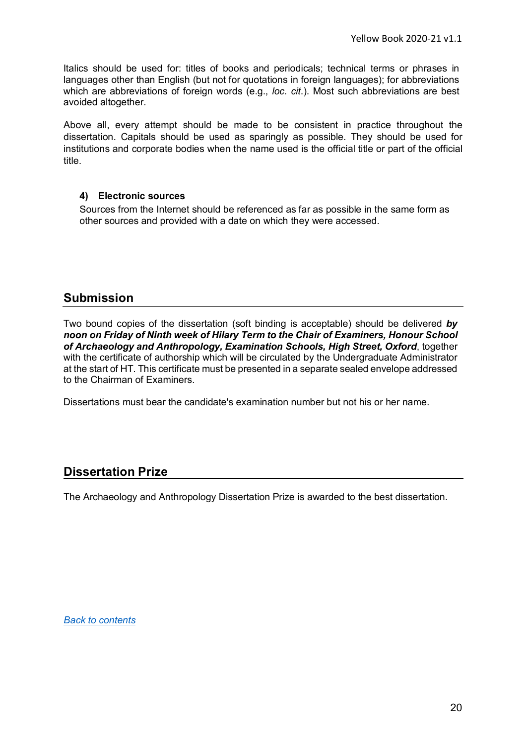Italics should be used for: titles of books and periodicals; technical terms or phrases in languages other than English (but not for quotations in foreign languages); for abbreviations which are abbreviations of foreign words (e.g., *loc. cit.*). Most such abbreviations are best avoided altogether.

Above all, every attempt should be made to be consistent in practice throughout the dissertation. Capitals should be used as sparingly as possible. They should be used for institutions and corporate bodies when the name used is the official title or part of the official title.

#### 4) Electronic sources

Sources from the Internet should be referenced as far as possible in the same form as other sources and provided with a date on which they were accessed.

## Submission

Two bound copies of the dissertation (soft binding is acceptable) should be delivered ***by noon on Friday of Ninth week of Hilary Term to the Chair of Examiners, Honour School of Archaeology and Anthropology, Examination Schools, High Street, Oxford***, together with the certificate of authorship which will be circulated by the Undergraduate Administrator at the start of HT. This certificate must be presented in a separate sealed envelope addressed to the Chairman of Examiners.

Dissertations must bear the candidate's examination number but not his or her name.

## Dissertation Prize

The Archaeology and Anthropology Dissertation Prize is awarded to the best dissertation.

*Back to contents*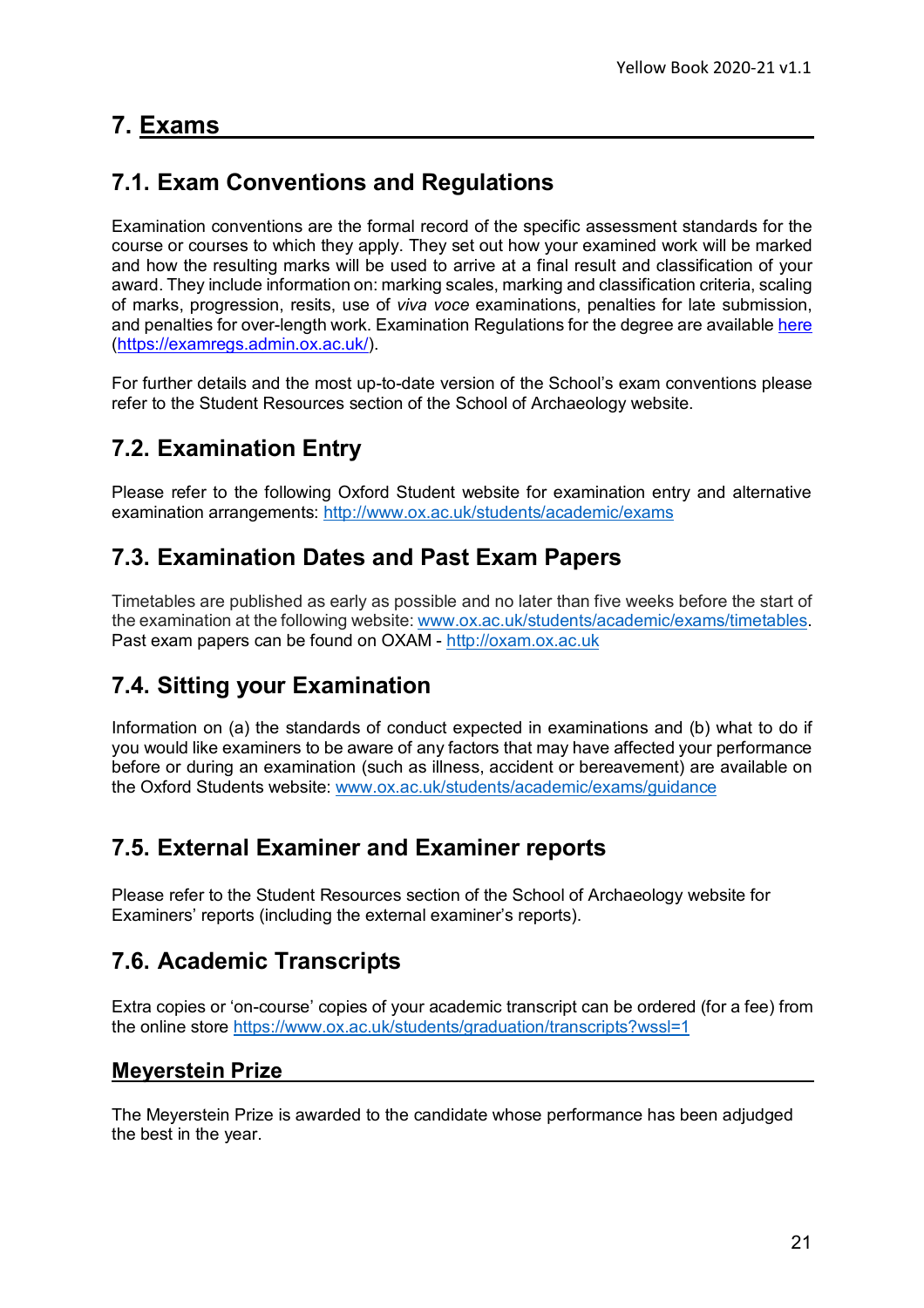# 7. Exams

## 7.1. Exam Conventions and Regulations

Examination conventions are the formal record of the specific assessment standards for the course or courses to which they apply. They set out how your examined work will be marked and how the resulting marks will be used to arrive at a final result and classification of your award. They include information on: marking scales, marking and classification criteria, scaling of marks, progression, resits, use of *viva voce* examinations, penalties for late submission, and penalties for over-length work. Examination Regulations for the degree are available [here](https://examregs.admin.ox.ac.uk/) (https://examregs.admin.ox.ac.uk/).

For further details and the most up-to-date version of the School's exam conventions please refer to the Student Resources section of the School of Archaeology website.

## 7.2. Examination Entry

Please refer to the following Oxford Student website for examination entry and alternative examination arrangements: http://www.ox.ac.uk/students/academic/exams

## 7.3. Examination Dates and Past Exam Papers

Timetables are published as early as possible and no later than five weeks before the start of the examination at the following website: www.ox.ac.uk/students/academic/exams/timetables. Past exam papers can be found on OXAM - http://oxam.ox.ac.uk

## 7.4. Sitting your Examination

Information on (a) the standards of conduct expected in examinations and (b) what to do if you would like examiners to be aware of any factors that may have affected your performance before or during an examination (such as illness, accident or bereavement) are available on the Oxford Students website: www.ox.ac.uk/students/academic/exams/guidance

## 7.5. External Examiner and Examiner reports

Please refer to the Student Resources section of the School of Archaeology website for Examiners' reports (including the external examiner's reports).

## 7.6. Academic Transcripts

Extra copies or 'on-course' copies of your academic transcript can be ordered (for a fee) from the online store https://www.ox.ac.uk/students/graduation/transcripts?wssl=1

### Meyerstein Prize

The Meyerstein Prize is awarded to the candidate whose performance has been adjudged the best in the year.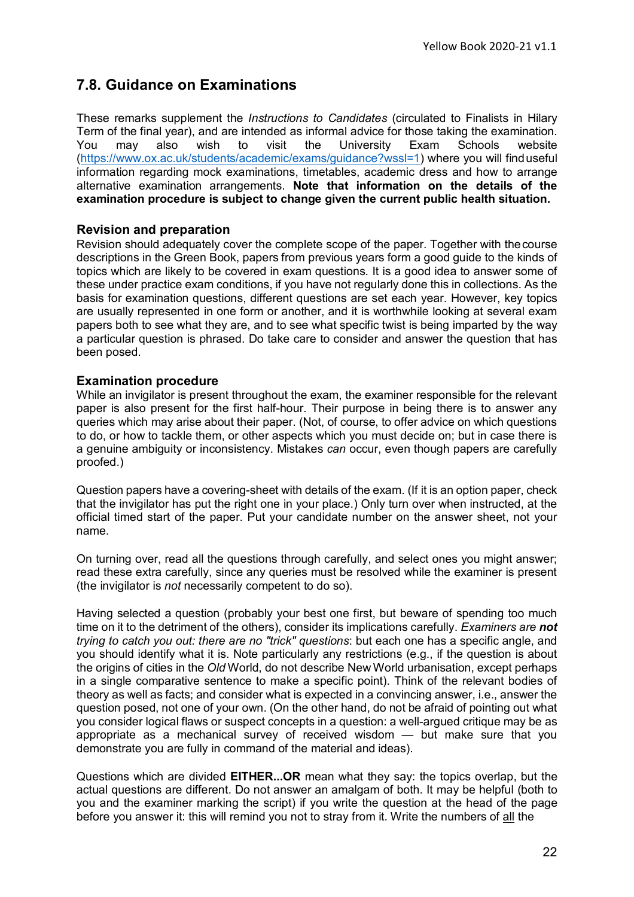## 7.8. Guidance on Examinations

These remarks supplement the *Instructions to Candidates* (circulated to Finalists in Hilary Term of the final year), and are intended as informal advice for those taking the examination. You may also wish to visit the University Exam Schools website (https://www.ox.ac.uk/students/academic/exams/guidance?wssl=1) where you will find useful information regarding mock examinations, timetables, academic dress and how to arrange alternative examination arrangements. **Note that information on the details of the examination procedure is subject to change given the current public health situation.**

### Revision and preparation

Revision should adequately cover the complete scope of the paper. Together with the course descriptions in the Green Book, papers from previous years form a good guide to the kinds of topics which are likely to be covered in exam questions. It is a good idea to answer some of these under practice exam conditions, if you have not regularly done this in collections. As the basis for examination questions, different questions are set each year. However, key topics are usually represented in one form or another, and it is worthwhile looking at several exam papers both to see what they are, and to see what specific twist is being imparted by the way a particular question is phrased. Do take care to consider and answer the question that has been posed.

### Examination procedure

While an invigilator is present throughout the exam, the examiner responsible for the relevant paper is also present for the first half-hour. Their purpose in being there is to answer any queries which may arise about their paper. (Not, of course, to offer advice on which questions to do, or how to tackle them, or other aspects which you must decide on; but in case there is a genuine ambiguity or inconsistency. Mistakes *can* occur, even though papers are carefully proofed.)

Question papers have a covering-sheet with details of the exam. (If it is an option paper, check that the invigilator has put the right one in your place.) Only turn over when instructed, at the official timed start of the paper. Put your candidate number on the answer sheet, not your name.

On turning over, read all the questions through carefully, and select ones you might answer; read these extra carefully, since any queries must be resolved while the examiner is present (the invigilator is *not* necessarily competent to do so).

Having selected a question (probably your best one first, but beware of spending too much time on it to the detriment of the others), consider its implications carefully. *Examiners are **not** trying to catch you out: there are no "trick" questions*: but each one has a specific angle, and you should identify what it is. Note particularly any restrictions (e.g., if the question is about the origins of cities in the *Old* World, do not describe New World urbanisation, except perhaps in a single comparative sentence to make a specific point). Think of the relevant bodies of theory as well as facts; and consider what is expected in a convincing answer, i.e., answer the question posed, not one of your own. (On the other hand, do not be afraid of pointing out what you consider logical flaws or suspect concepts in a question: a well-argued critique may be as appropriate as a mechanical survey of received wisdom — but make sure that you demonstrate you are fully in command of the material and ideas).

Questions which are divided **EITHER...OR** mean what they say: the topics overlap, but the actual questions are different. Do not answer an amalgam of both. It may be helpful (both to you and the examiner marking the script) if you write the question at the head of the page before you answer it: this will remind you not to stray from it. Write the numbers of <u>all</u> the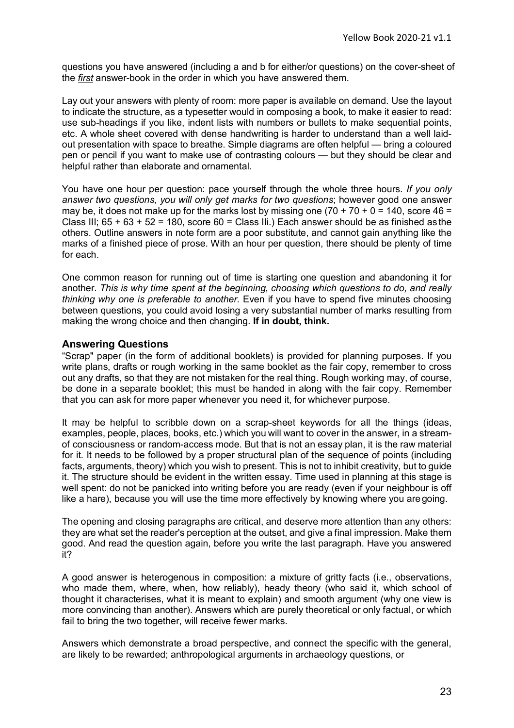questions you have answered (including a and b for either/or questions) on the cover-sheet of the ***first*** answer-book in the order in which you have answered them.

Lay out your answers with plenty of room: more paper is available on demand. Use the layout to indicate the structure, as a typesetter would in composing a book, to make it easier to read: use sub-headings if you like, indent lists with numbers or bullets to make sequential points, etc. A whole sheet covered with dense handwriting is harder to understand than a well laid-out presentation with space to breathe. Simple diagrams are often helpful — bring a coloured pen or pencil if you want to make use of contrasting colours — but they should be clear and helpful rather than elaborate and ornamental.

You have one hour per question: pace yourself through the whole three hours. *If you only answer two questions, you will only get marks for two questions*; however good one answer may be, it does not make up for the marks lost by missing one (70 + 70 + 0 = 140, score 46 = Class III; 65 + 63 + 52 = 180, score 60 = Class IIi.) Each answer should be as finished as the others. Outline answers in note form are a poor substitute, and cannot gain anything like the marks of a finished piece of prose. With an hour per question, there should be plenty of time for each.

One common reason for running out of time is starting one question and abandoning it for another. *This is why time spent at the beginning, choosing which questions to do, and really thinking why one is preferable to another.* Even if you have to spend five minutes choosing between questions, you could avoid losing a very substantial number of marks resulting from making the wrong choice and then changing. **If in doubt, think.**

## Answering Questions

"Scrap" paper (in the form of additional booklets) is provided for planning purposes. If you write plans, drafts or rough working in the same booklet as the fair copy, remember to cross out any drafts, so that they are not mistaken for the real thing. Rough working may, of course, be done in a separate booklet; this must be handed in along with the fair copy. Remember that you can ask for more paper whenever you need it, for whichever purpose.

It may be helpful to scribble down on a scrap-sheet keywords for all the things (ideas, examples, people, places, books, etc.) which you will want to cover in the answer, in a stream-of consciousness or random-access mode. But that is not an essay plan, it is the raw material for it. It needs to be followed by a proper structural plan of the sequence of points (including facts, arguments, theory) which you wish to present. This is not to inhibit creativity, but to guide it. The structure should be evident in the written essay. Time used in planning at this stage is well spent: do not be panicked into writing before you are ready (even if your neighbour is off like a hare), because you will use the time more effectively by knowing where you are going.

The opening and closing paragraphs are critical, and deserve more attention than any others: they are what set the reader's perception at the outset, and give a final impression. Make them good. And read the question again, before you write the last paragraph. Have you answered it?

A good answer is heterogenous in composition: a mixture of gritty facts (i.e., observations, who made them, where, when, how reliably), heady theory (who said it, which school of thought it characterises, what it is meant to explain) and smooth argument (why one view is more convincing than another). Answers which are purely theoretical or only factual, or which fail to bring the two together, will receive fewer marks.

Answers which demonstrate a broad perspective, and connect the specific with the general, are likely to be rewarded; anthropological arguments in archaeology questions, or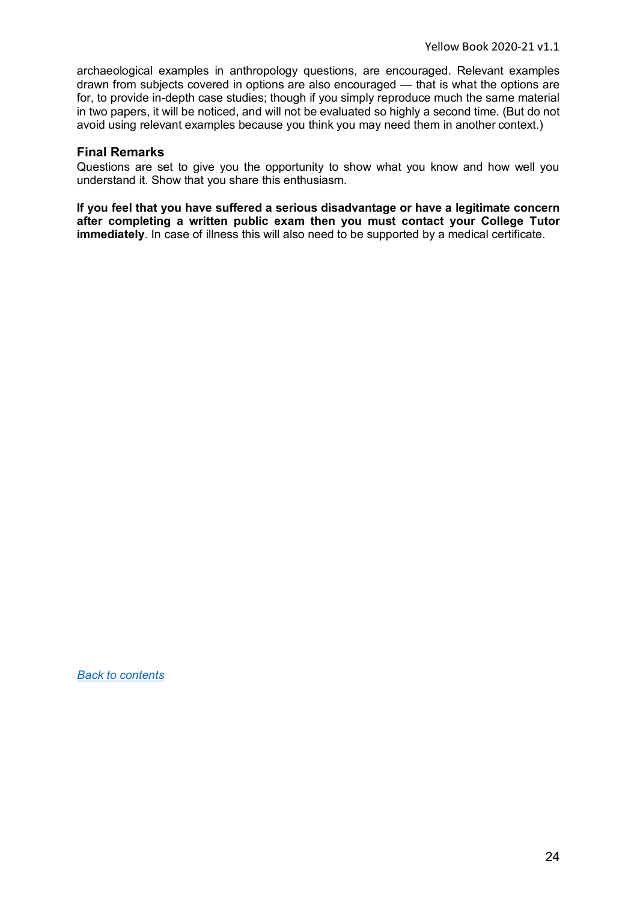archaeological examples in anthropology questions, are encouraged. Relevant examples drawn from subjects covered in options are also encouraged — that is what the options are for, to provide in-depth case studies; though if you simply reproduce much the same material in two papers, it will be noticed, and will not be evaluated so highly a second time. (But do not avoid using relevant examples because you think you may need them in another context.)

### Final Remarks

Questions are set to give you the opportunity to show what you know and how well you understand it. Show that you share this enthusiasm.

**If you feel that you have suffered a serious disadvantage or have a legitimate concern after completing a written public exam then you must contact your College Tutor immediately**. In case of illness this will also need to be supported by a medical certificate.

*Back to contents*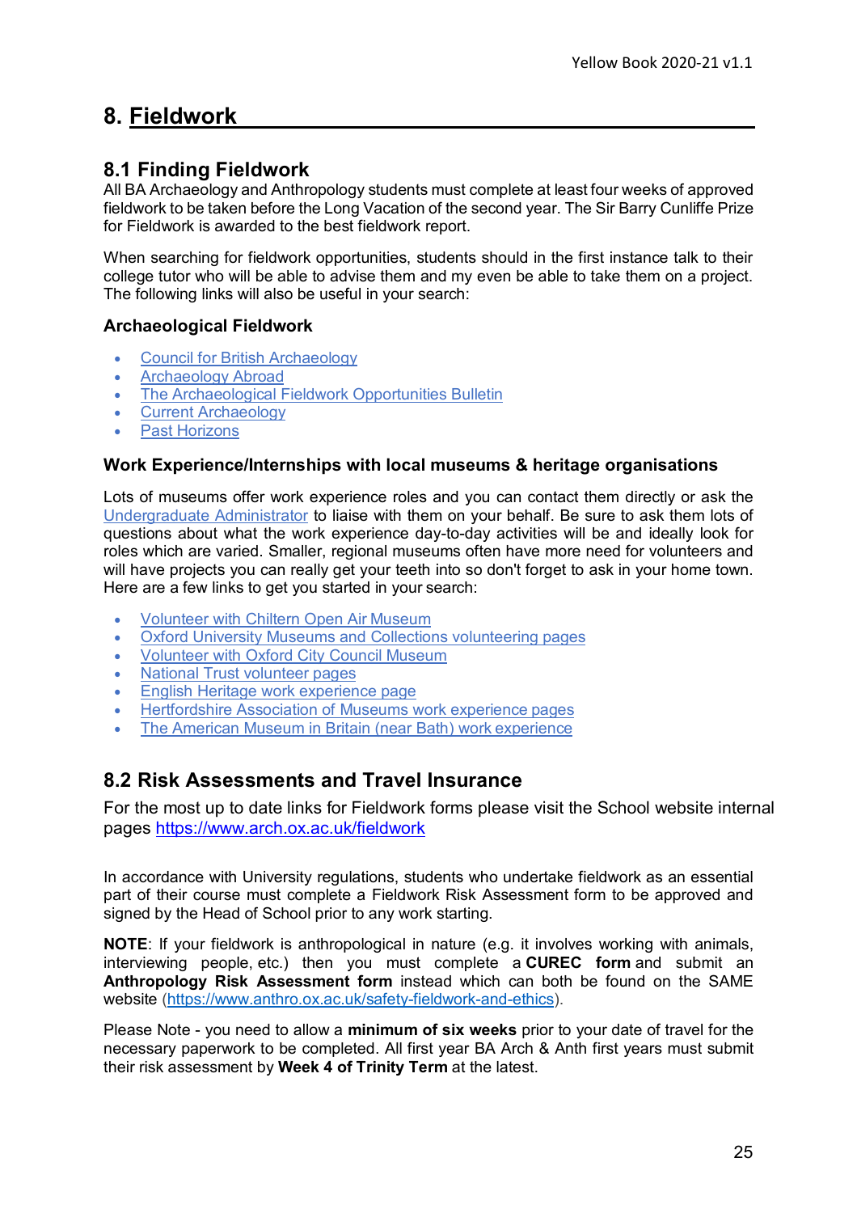# 8. Fieldwork

## 8.1 Finding Fieldwork

All BA Archaeology and Anthropology students must complete at least four weeks of approved fieldwork to be taken before the Long Vacation of the second year. The Sir Barry Cunliffe Prize for Fieldwork is awarded to the best fieldwork report.

When searching for fieldwork opportunities, students should in the first instance talk to their college tutor who will be able to advise them and my even be able to take them on a project. The following links will also be useful in your search:

### Archaeological Fieldwork

- Council for British Archaeology
- Archaeology Abroad
- The Archaeological Fieldwork Opportunities Bulletin
- Current Archaeology
- Past Horizons

### Work Experience/Internships with local museums & heritage organisations

Lots of museums offer work experience roles and you can contact them directly or ask the Undergraduate Administrator to liaise with them on your behalf. Be sure to ask them lots of questions about what the work experience day-to-day activities will be and ideally look for roles which are varied. Smaller, regional museums often have more need for volunteers and will have projects you can really get your teeth into so don't forget to ask in your home town. Here are a few links to get you started in your search:

- Volunteer with Chiltern Open Air Museum
- Oxford University Museums and Collections volunteering pages
- Volunteer with Oxford City Council Museum
- National Trust volunteer pages
- English Heritage work experience page
- Hertfordshire Association of Museums work experience pages
- The American Museum in Britain (near Bath) work experience

## 8.2 Risk Assessments and Travel Insurance

For the most up to date links for Fieldwork forms please visit the School website internal pages https://www.arch.ox.ac.uk/fieldwork

In accordance with University regulations, students who undertake fieldwork as an essential part of their course must complete a Fieldwork Risk Assessment form to be approved and signed by the Head of School prior to any work starting.

**NOTE**: If your fieldwork is anthropological in nature (e.g. it involves working with animals, interviewing people, etc.) then you must complete a **CUREC form** and submit an **Anthropology Risk Assessment form** instead which can both be found on the SAME website (https://www.anthro.ox.ac.uk/safety-fieldwork-and-ethics).

Please Note - you need to allow a **minimum of six weeks** prior to your date of travel for the necessary paperwork to be completed. All first year BA Arch & Anth first years must submit their risk assessment by **Week 4 of Trinity Term** at the latest.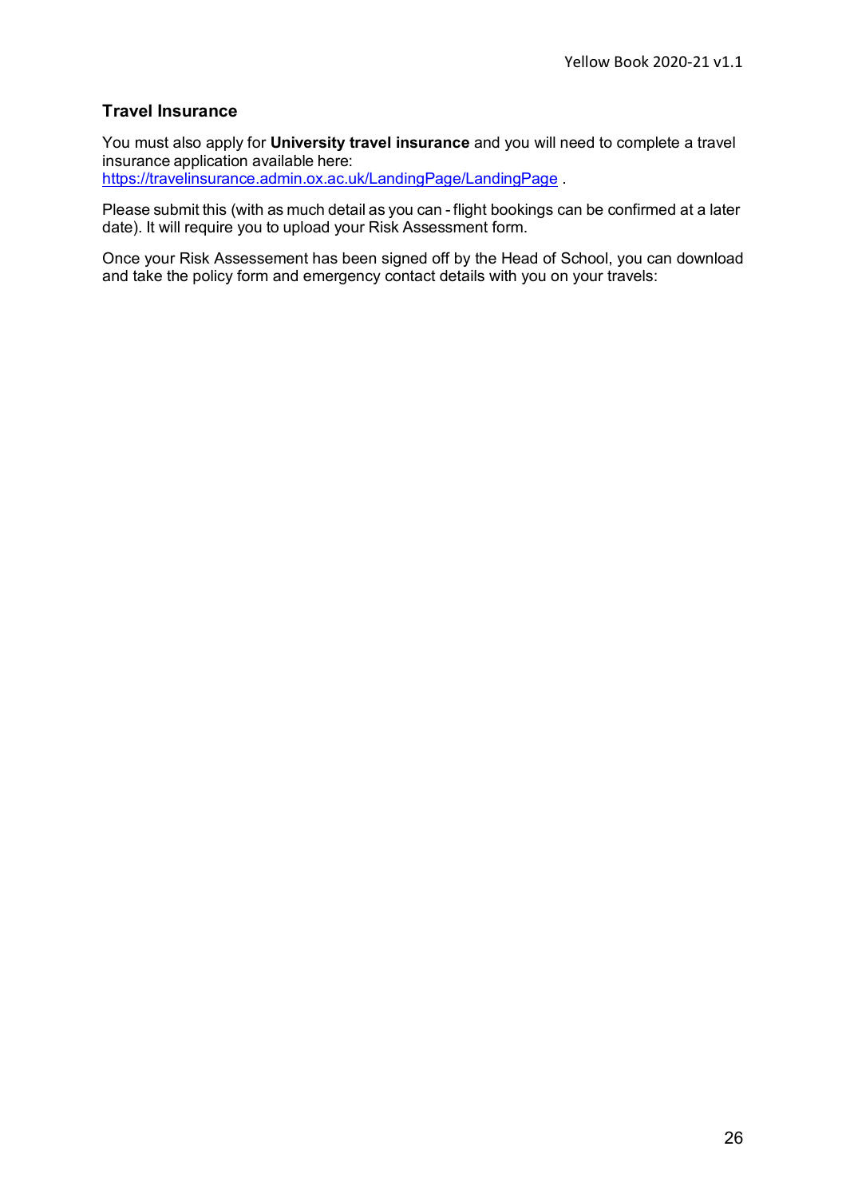### Travel Insurance

You must also apply for **University travel insurance** and you will need to complete a travel insurance application available here: [https://travelinsurance.admin.ox.ac.uk/LandingPage/LandingPage](https://travelinsurance.admin.ox.ac.uk/LandingPage/LandingPage) .

Please submit this (with as much detail as you can - flight bookings can be confirmed at a later date). It will require you to upload your Risk Assessment form.

Once your Risk Assessement has been signed off by the Head of School, you can download and take the policy form and emergency contact details with you on your travels: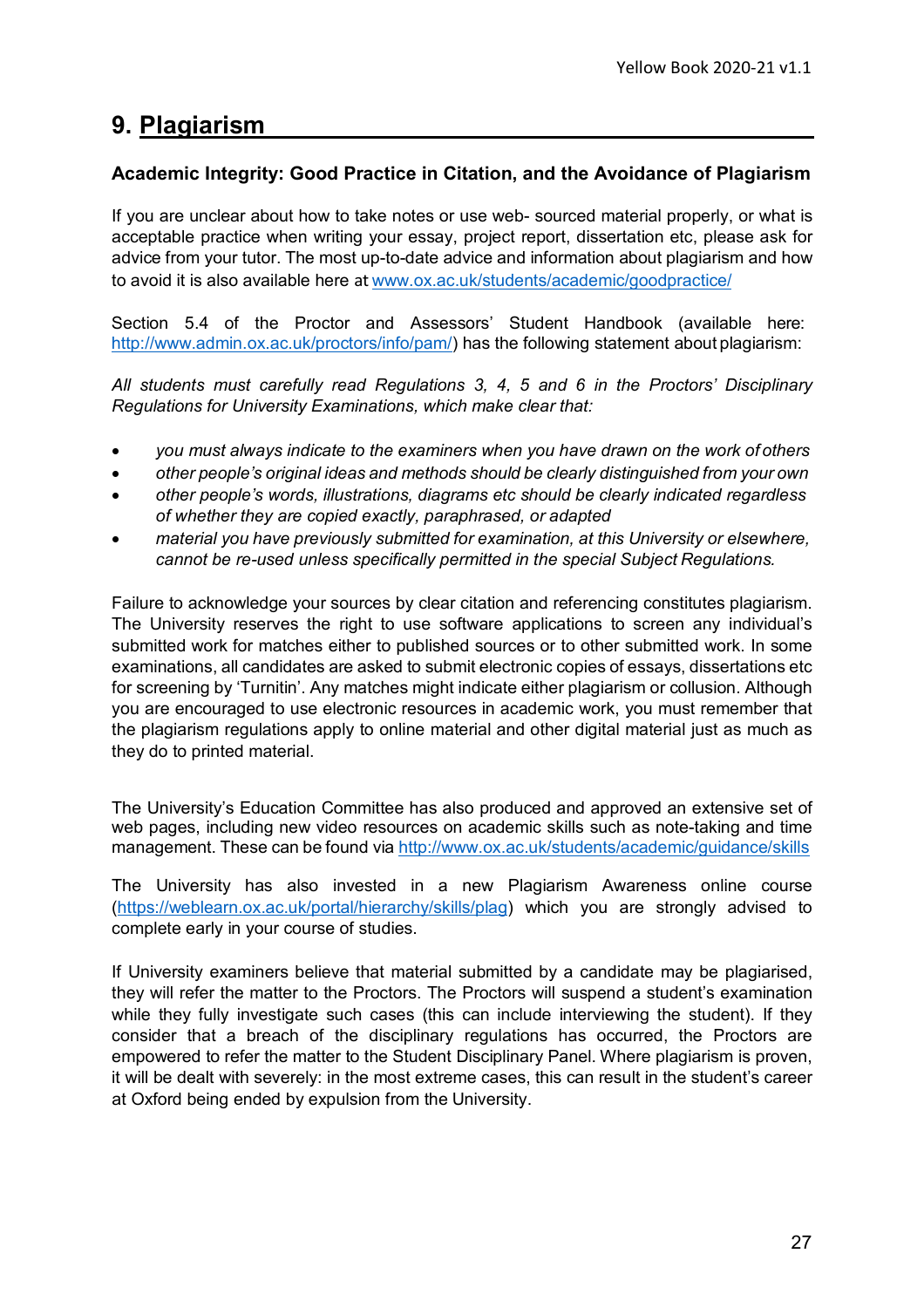# 9. Plagiarism

### Academic Integrity: Good Practice in Citation, and the Avoidance of Plagiarism

If you are unclear about how to take notes or use web- sourced material properly, or what is acceptable practice when writing your essay, project report, dissertation etc, please ask for advice from your tutor. The most up-to-date advice and information about plagiarism and how to avoid it is also available here at www.ox.ac.uk/students/academic/goodpractice/

Section 5.4 of the Proctor and Assessors' Student Handbook (available here: http://www.admin.ox.ac.uk/proctors/info/pam/) has the following statement about plagiarism:

*All students must carefully read Regulations 3, 4, 5 and 6 in the Proctors' Disciplinary Regulations for University Examinations, which make clear that:*

- *you must always indicate to the examiners when you have drawn on the work of others*
- *other people's original ideas and methods should be clearly distinguished from your own*
- *other people's words, illustrations, diagrams etc should be clearly indicated regardless of whether they are copied exactly, paraphrased, or adapted*
- *material you have previously submitted for examination, at this University or elsewhere, cannot be re-used unless specifically permitted in the special Subject Regulations.*

Failure to acknowledge your sources by clear citation and referencing constitutes plagiarism. The University reserves the right to use software applications to screen any individual's submitted work for matches either to published sources or to other submitted work. In some examinations, all candidates are asked to submit electronic copies of essays, dissertations etc for screening by 'Turnitin'. Any matches might indicate either plagiarism or collusion. Although you are encouraged to use electronic resources in academic work, you must remember that the plagiarism regulations apply to online material and other digital material just as much as they do to printed material.

The University's Education Committee has also produced and approved an extensive set of web pages, including new video resources on academic skills such as note-taking and time management. These can be found via http://www.ox.ac.uk/students/academic/guidance/skills

The University has also invested in a new Plagiarism Awareness online course (https://weblearn.ox.ac.uk/portal/hierarchy/skills/plag) which you are strongly advised to complete early in your course of studies.

If University examiners believe that material submitted by a candidate may be plagiarised, they will refer the matter to the Proctors. The Proctors will suspend a student's examination while they fully investigate such cases (this can include interviewing the student). If they consider that a breach of the disciplinary regulations has occurred, the Proctors are empowered to refer the matter to the Student Disciplinary Panel. Where plagiarism is proven, it will be dealt with severely: in the most extreme cases, this can result in the student's career at Oxford being ended by expulsion from the University.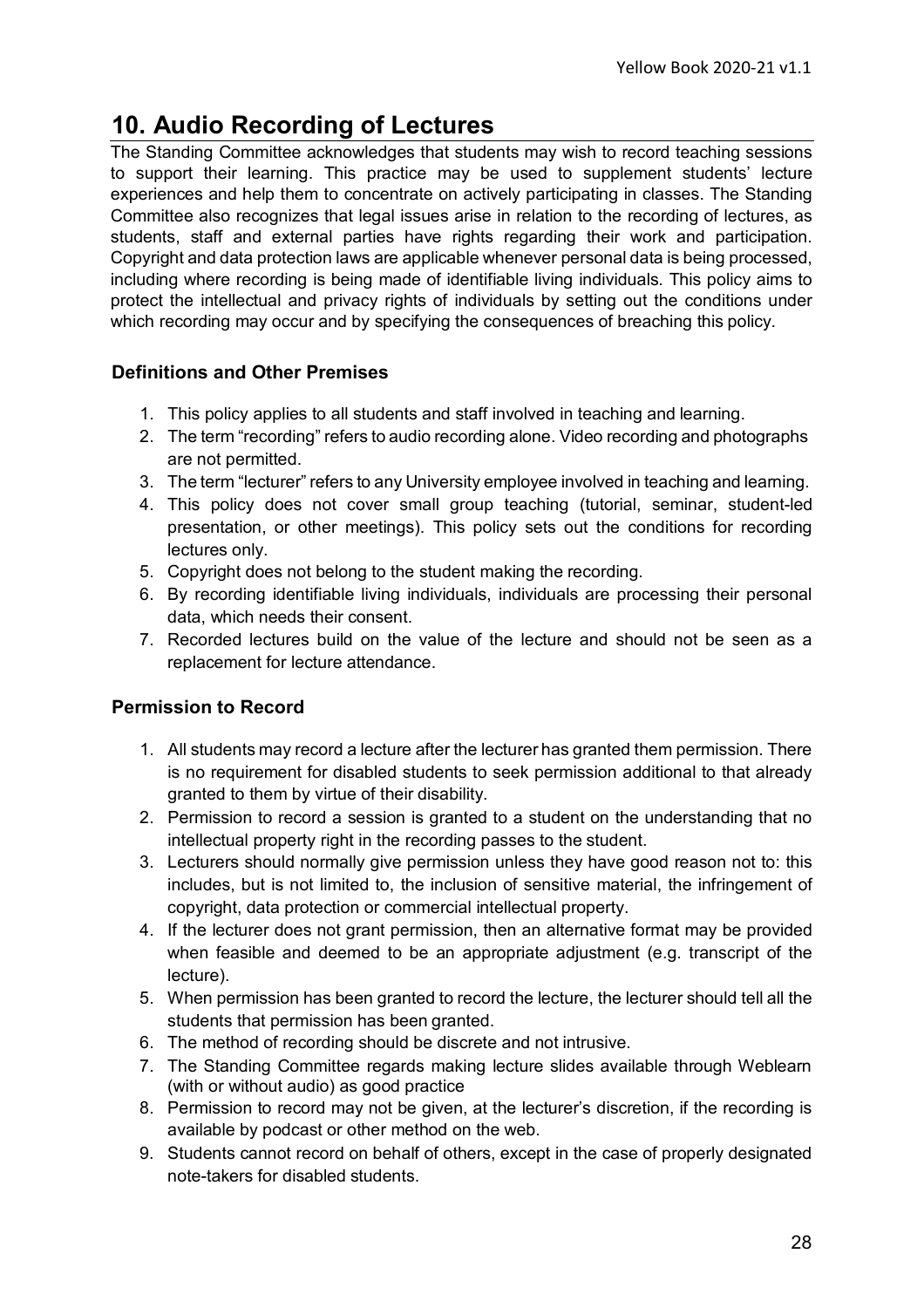# 10. Audio Recording of Lectures

The Standing Committee acknowledges that students may wish to record teaching sessions to support their learning. This practice may be used to supplement students' lecture experiences and help them to concentrate on actively participating in classes. The Standing Committee also recognizes that legal issues arise in relation to the recording of lectures, as students, staff and external parties have rights regarding their work and participation. Copyright and data protection laws are applicable whenever personal data is being processed, including where recording is being made of identifiable living individuals. This policy aims to protect the intellectual and privacy rights of individuals by setting out the conditions under which recording may occur and by specifying the consequences of breaching this policy.

### Definitions and Other Premises

1. This policy applies to all students and staff involved in teaching and learning.
2. The term "recording" refers to audio recording alone. Video recording and photographs are not permitted.
3. The term "lecturer" refers to any University employee involved in teaching and learning.
4. This policy does not cover small group teaching (tutorial, seminar, student-led presentation, or other meetings). This policy sets out the conditions for recording lectures only.
5. Copyright does not belong to the student making the recording.
6. By recording identifiable living individuals, individuals are processing their personal data, which needs their consent.
7. Recorded lectures build on the value of the lecture and should not be seen as a replacement for lecture attendance.

### Permission to Record

1. All students may record a lecture after the lecturer has granted them permission. There is no requirement for disabled students to seek permission additional to that already granted to them by virtue of their disability.
2. Permission to record a session is granted to a student on the understanding that no intellectual property right in the recording passes to the student.
3. Lecturers should normally give permission unless they have good reason not to: this includes, but is not limited to, the inclusion of sensitive material, the infringement of copyright, data protection or commercial intellectual property.
4. If the lecturer does not grant permission, then an alternative format may be provided when feasible and deemed to be an appropriate adjustment (e.g. transcript of the lecture).
5. When permission has been granted to record the lecture, the lecturer should tell all the students that permission has been granted.
6. The method of recording should be discrete and not intrusive.
7. The Standing Committee regards making lecture slides available through Weblearn (with or without audio) as good practice
8. Permission to record may not be given, at the lecturer's discretion, if the recording is available by podcast or other method on the web.
9. Students cannot record on behalf of others, except in the case of properly designated note-takers for disabled students.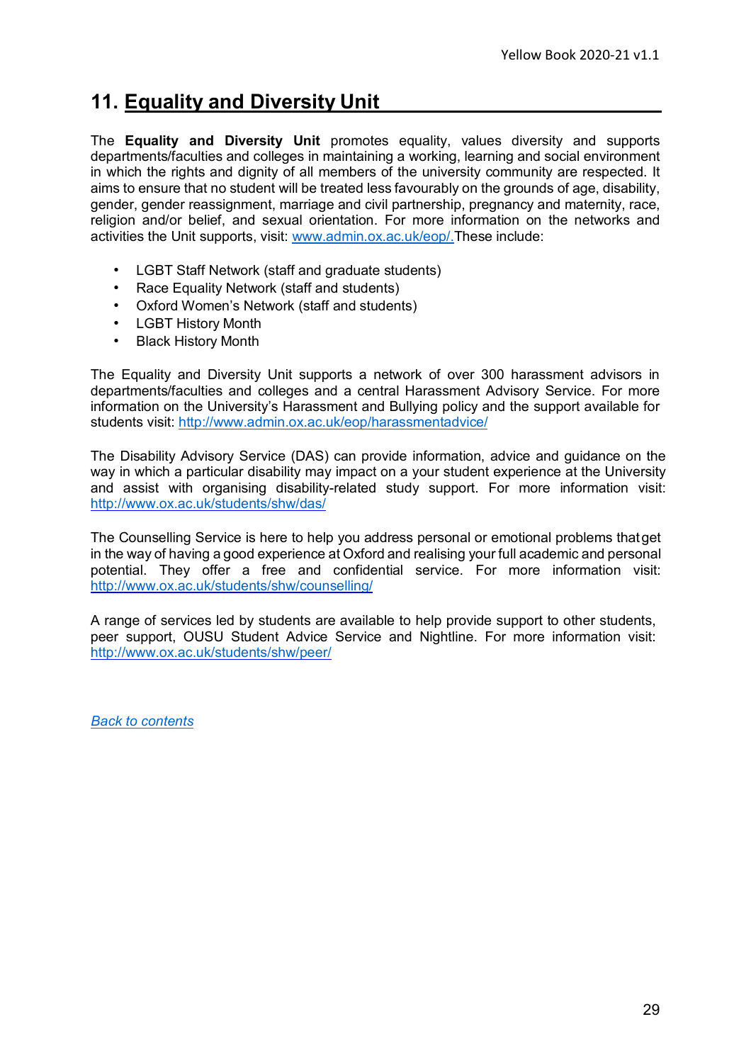# 11. Equality and Diversity Unit

The **Equality and Diversity Unit** promotes equality, values diversity and supports departments/faculties and colleges in maintaining a working, learning and social environment in which the rights and dignity of all members of the university community are respected. It aims to ensure that no student will be treated less favourably on the grounds of age, disability, gender, gender reassignment, marriage and civil partnership, pregnancy and maternity, race, religion and/or belief, and sexual orientation. For more information on the networks and activities the Unit supports, visit: [www.admin.ox.ac.uk/eop/.](www.admin.ox.ac.uk/eop/)These include:

- LGBT Staff Network (staff and graduate students)
- Race Equality Network (staff and students)
- Oxford Women's Network (staff and students)
- LGBT History Month
- Black History Month

The Equality and Diversity Unit supports a network of over 300 harassment advisors in departments/faculties and colleges and a central Harassment Advisory Service. For more information on the University's Harassment and Bullying policy and the support available for students visit: [http://www.admin.ox.ac.uk/eop/harassmentadvice/](http://www.admin.ox.ac.uk/eop/harassmentadvice/)

The Disability Advisory Service (DAS) can provide information, advice and guidance on the way in which a particular disability may impact on a your student experience at the University and assist with organising disability-related study support. For more information visit: [http://www.ox.ac.uk/students/shw/das/](http://www.ox.ac.uk/students/shw/das/)

The Counselling Service is here to help you address personal or emotional problems that get in the way of having a good experience at Oxford and realising your full academic and personal potential. They offer a free and confidential service. For more information visit: [http://www.ox.ac.uk/students/shw/counselling/](http://www.ox.ac.uk/students/shw/counselling/)

A range of services led by students are available to help provide support to other students, peer support, OUSU Student Advice Service and Nightline. For more information visit: [http://www.ox.ac.uk/students/shw/peer/](http://www.ox.ac.uk/students/shw/peer/)

*Back to contents*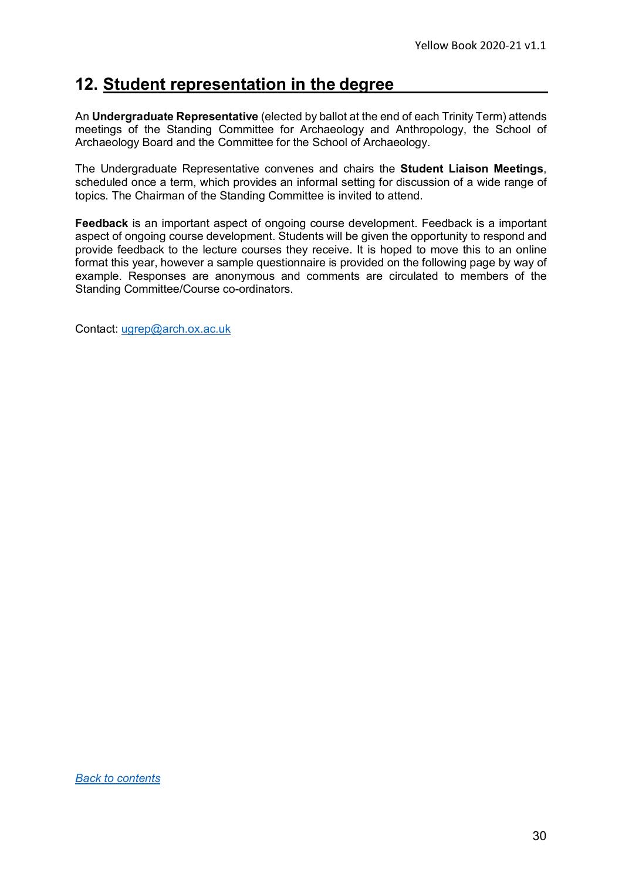## 12. Student representation in the degree

An **Undergraduate Representative** (elected by ballot at the end of each Trinity Term) attends meetings of the Standing Committee for Archaeology and Anthropology, the School of Archaeology Board and the Committee for the School of Archaeology.

The Undergraduate Representative convenes and chairs the **Student Liaison Meetings**, scheduled once a term, which provides an informal setting for discussion of a wide range of topics. The Chairman of the Standing Committee is invited to attend.

**Feedback** is an important aspect of ongoing course development. Feedback is a important aspect of ongoing course development. Students will be given the opportunity to respond and provide feedback to the lecture courses they receive. It is hoped to move this to an online format this year, however a sample questionnaire is provided on the following page by way of example. Responses are anonymous and comments are circulated to members of the Standing Committee/Course co-ordinators.

Contact: ugrep@arch.ox.ac.uk

*Back to contents*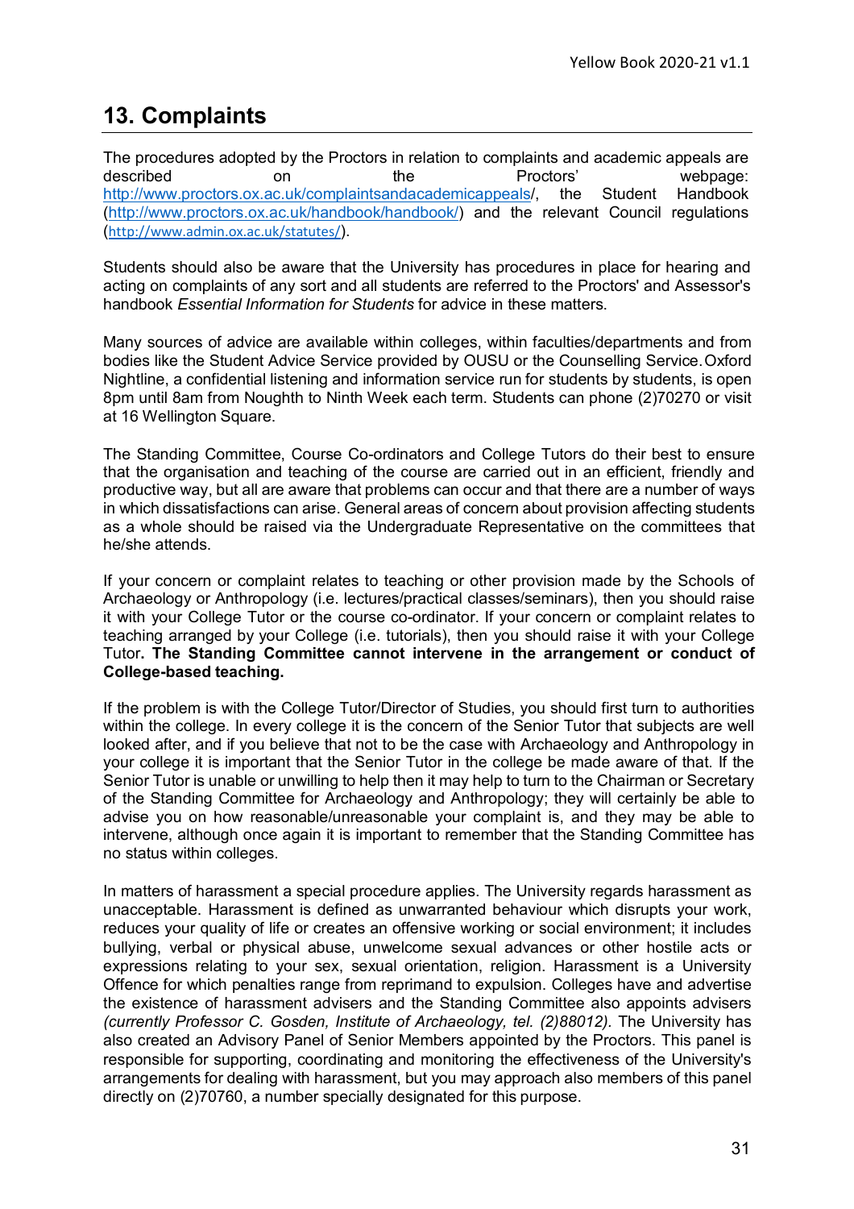# 13. Complaints

The procedures adopted by the Proctors in relation to complaints and academic appeals are described on the Proctors' webpage: http://www.proctors.ox.ac.uk/complaintsandacademicappeals/, the Student Handbook (http://www.proctors.ox.ac.uk/handbook/handbook/) and the relevant Council regulations (http://www.admin.ox.ac.uk/statutes/).

Students should also be aware that the University has procedures in place for hearing and acting on complaints of any sort and all students are referred to the Proctors' and Assessor's handbook *Essential Information for Students* for advice in these matters.

Many sources of advice are available within colleges, within faculties/departments and from bodies like the Student Advice Service provided by OUSU or the Counselling Service. Oxford Nightline, a confidential listening and information service run for students by students, is open 8pm until 8am from Noughth to Ninth Week each term. Students can phone (2)70270 or visit at 16 Wellington Square.

The Standing Committee, Course Co-ordinators and College Tutors do their best to ensure that the organisation and teaching of the course are carried out in an efficient, friendly and productive way, but all are aware that problems can occur and that there are a number of ways in which dissatisfactions can arise. General areas of concern about provision affecting students as a whole should be raised via the Undergraduate Representative on the committees that he/she attends.

If your concern or complaint relates to teaching or other provision made by the Schools of Archaeology or Anthropology (i.e. lectures/practical classes/seminars), then you should raise it with your College Tutor or the course co-ordinator. If your concern or complaint relates to teaching arranged by your College (i.e. tutorials), then you should raise it with your College Tutor**. The Standing Committee cannot intervene in the arrangement or conduct of College-based teaching.**

If the problem is with the College Tutor/Director of Studies, you should first turn to authorities within the college. In every college it is the concern of the Senior Tutor that subjects are well looked after, and if you believe that not to be the case with Archaeology and Anthropology in your college it is important that the Senior Tutor in the college be made aware of that. If the Senior Tutor is unable or unwilling to help then it may help to turn to the Chairman or Secretary of the Standing Committee for Archaeology and Anthropology; they will certainly be able to advise you on how reasonable/unreasonable your complaint is, and they may be able to intervene, although once again it is important to remember that the Standing Committee has no status within colleges.

In matters of harassment a special procedure applies. The University regards harassment as unacceptable. Harassment is defined as unwarranted behaviour which disrupts your work, reduces your quality of life or creates an offensive working or social environment; it includes bullying, verbal or physical abuse, unwelcome sexual advances or other hostile acts or expressions relating to your sex, sexual orientation, religion. Harassment is a University Offence for which penalties range from reprimand to expulsion. Colleges have and advertise the existence of harassment advisers and the Standing Committee also appoints advisers *(currently Professor C. Gosden, Institute of Archaeology, tel. (2)88012)*. The University has also created an Advisory Panel of Senior Members appointed by the Proctors. This panel is responsible for supporting, coordinating and monitoring the effectiveness of the University's arrangements for dealing with harassment, but you may approach also members of this panel directly on (2)70760, a number specially designated for this purpose.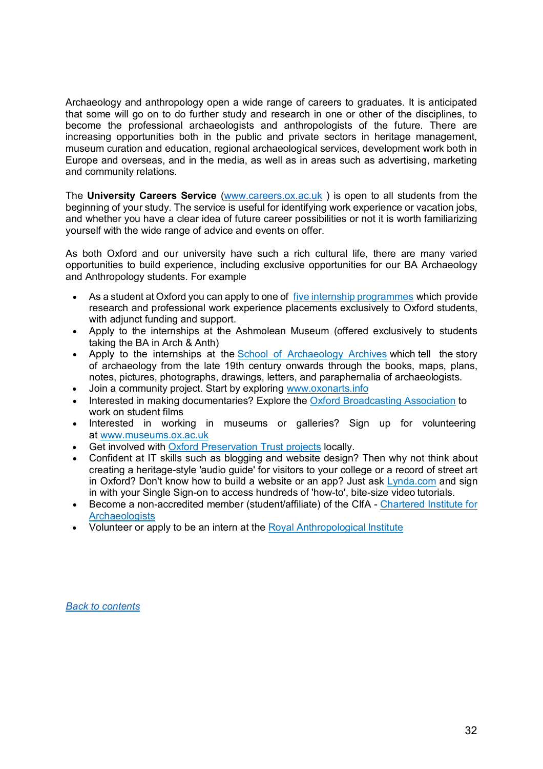Archaeology and anthropology open a wide range of careers to graduates. It is anticipated that some will go on to do further study and research in one or other of the disciplines, to become the professional archaeologists and anthropologists of the future. There are increasing opportunities both in the public and private sectors in heritage management, museum curation and education, regional archaeological services, development work both in Europe and overseas, and in the media, as well as in areas such as advertising, marketing and community relations.

The **University Careers Service** (www.careers.ox.ac.uk ) is open to all students from the beginning of your study. The service is useful for identifying work experience or vacation jobs, and whether you have a clear idea of future career possibilities or not it is worth familiarizing yourself with the wide range of advice and events on offer.

As both Oxford and our university have such a rich cultural life, there are many varied opportunities to build experience, including exclusive opportunities for our BA Archaeology and Anthropology students. For example

- As a student at Oxford you can apply to one of five internship programmes which provide research and professional work experience placements exclusively to Oxford students, with adjunct funding and support.
- Apply to the internships at the Ashmolean Museum (offered exclusively to students taking the BA in Arch & Anth)
- Apply to the internships at the School of Archaeology Archives which tell the story of archaeology from the late 19th century onwards through the books, maps, plans, notes, pictures, photographs, drawings, letters, and paraphernalia of archaeologists.
- Join a community project. Start by exploring www.oxonarts.info
- Interested in making documentaries? Explore the Oxford Broadcasting Association to work on student films
- Interested in working in museums or galleries? Sign up for volunteering at www.museums.ox.ac.uk
- Get involved with Oxford Preservation Trust projects locally.
- Confident at IT skills such as blogging and website design? Then why not think about creating a heritage-style 'audio guide' for visitors to your college or a record of street art in Oxford? Don't know how to build a website or an app? Just ask Lynda.com and sign in with your Single Sign-on to access hundreds of 'how-to', bite-size video tutorials.
- Become a non-accredited member (student/affiliate) of the CIfA - Chartered Institute for Archaeologists
- Volunteer or apply to be an intern at the Royal Anthropological Institute

*Back to contents*